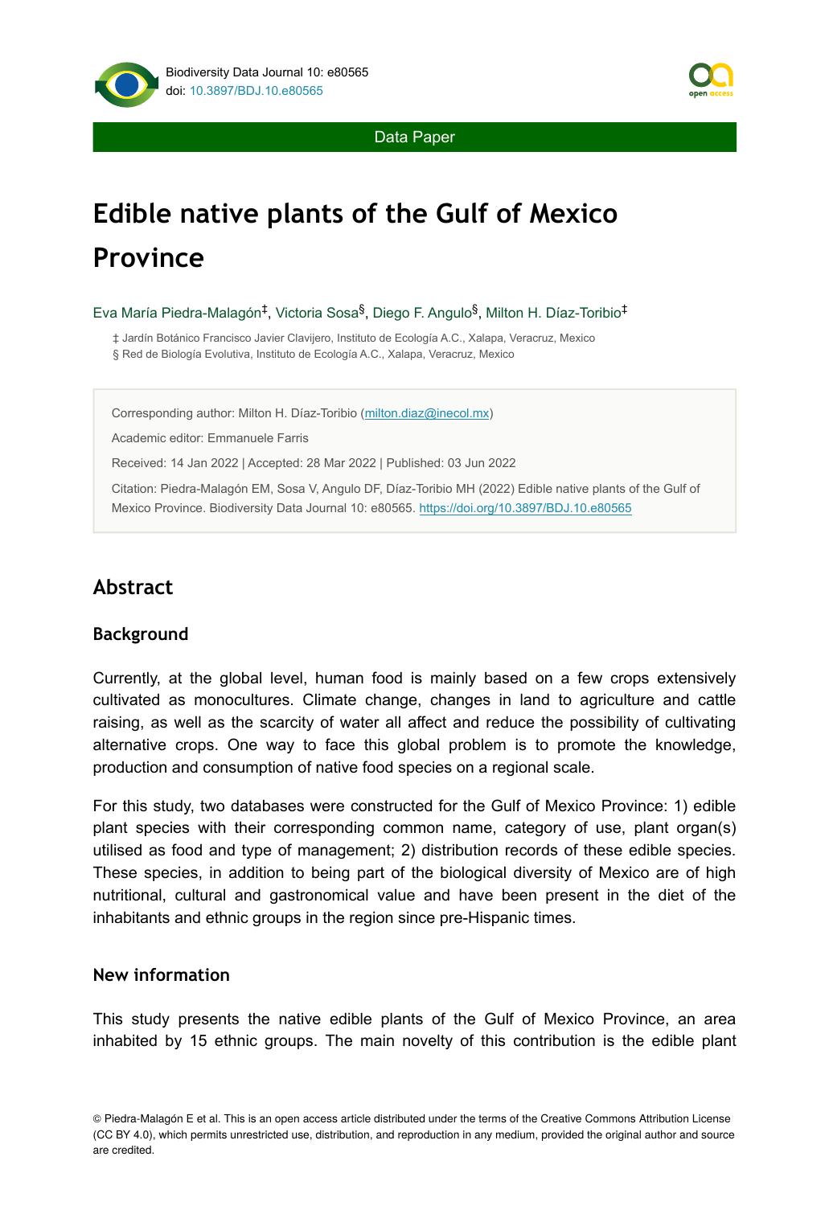Data Paper

# Edible native plants of the Gulf of Mexico Province

Eva María Piedra-Malagón[‡], Victoria Sosa[§], Diego F. Angulo[§], Milton H. Díaz-Toribio[‡]

‡ Jardín Botánico Francisco Javier Clavijero, Instituto de Ecología A.C., Xalapa, Veracruz, Mexico
§ Red de Biología Evolutiva, Instituto de Ecología A.C., Xalapa, Veracruz, Mexico

Corresponding author: Milton H. Díaz-Toribio (milton.diaz@inecol.mx)

Academic editor: Emmanuele Farris

Received: 14 Jan 2022 | Accepted: 28 Mar 2022 | Published: 03 Jun 2022

Citation: Piedra-Malagón EM, Sosa V, Angulo DF, Díaz-Toribio MH (2022) Edible native plants of the Gulf of Mexico Province. Biodiversity Data Journal 10: e80565. https://doi.org/10.3897/BDJ.10.e80565

## Abstract

### Background

Currently, at the global level, human food is mainly based on a few crops extensively cultivated as monocultures. Climate change, changes in land to agriculture and cattle raising, as well as the scarcity of water all affect and reduce the possibility of cultivating alternative crops. One way to face this global problem is to promote the knowledge, production and consumption of native food species on a regional scale.

For this study, two databases were constructed for the Gulf of Mexico Province: 1) edible plant species with their corresponding common name, category of use, plant organ(s) utilised as food and type of management; 2) distribution records of these edible species. These species, in addition to being part of the biological diversity of Mexico are of high nutritional, cultural and gastronomical value and have been present in the diet of the inhabitants and ethnic groups in the region since pre-Hispanic times.

### New information

This study presents the native edible plants of the Gulf of Mexico Province, an area inhabited by 15 ethnic groups. The main novelty of this contribution is the edible plant

© Piedra-Malagón E et al. This is an open access article distributed under the terms of the Creative Commons Attribution License (CC BY 4.0), which permits unrestricted use, distribution, and reproduction in any medium, provided the original author and source are credited.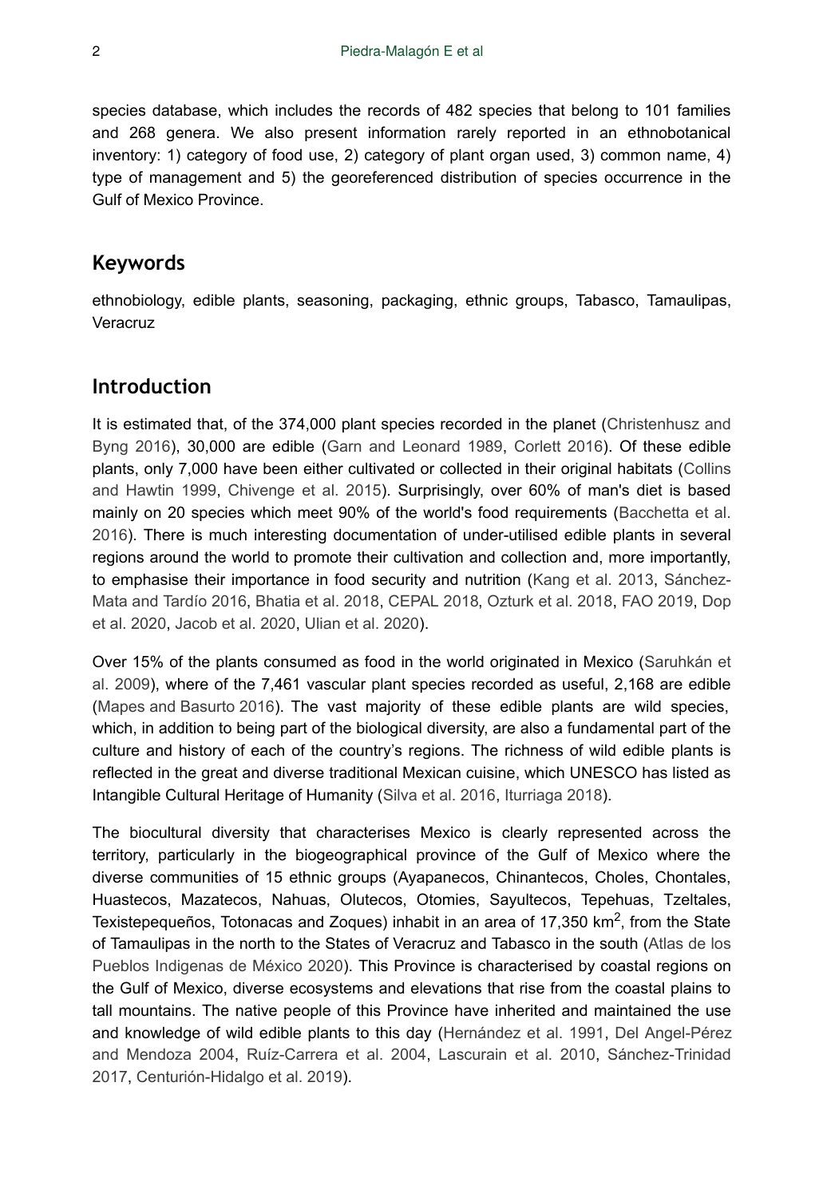species database, which includes the records of 482 species that belong to 101 families and 268 genera. We also present information rarely reported in an ethnobotanical inventory: 1) category of food use, 2) category of plant organ used, 3) common name, 4) type of management and 5) the georeferenced distribution of species occurrence in the Gulf of Mexico Province.

## Keywords

ethnobiology, edible plants, seasoning, packaging, ethnic groups, Tabasco, Tamaulipas, Veracruz

## Introduction

It is estimated that, of the 374,000 plant species recorded in the planet (Christenhusz and Byng 2016), 30,000 are edible (Garn and Leonard 1989, Corlett 2016). Of these edible plants, only 7,000 have been either cultivated or collected in their original habitats (Collins and Hawtin 1999, Chivenge et al. 2015). Surprisingly, over 60% of man's diet is based mainly on 20 species which meet 90% of the world's food requirements (Bacchetta et al. 2016). There is much interesting documentation of under-utilised edible plants in several regions around the world to promote their cultivation and collection and, more importantly, to emphasise their importance in food security and nutrition (Kang et al. 2013, Sánchez-Mata and Tardío 2016, Bhatia et al. 2018, CEPAL 2018, Ozturk et al. 2018, FAO 2019, Dop et al. 2020, Jacob et al. 2020, Ulian et al. 2020).

Over 15% of the plants consumed as food in the world originated in Mexico (Saruhkán et al. 2009), where of the 7,461 vascular plant species recorded as useful, 2,168 are edible (Mapes and Basurto 2016). The vast majority of these edible plants are wild species, which, in addition to being part of the biological diversity, are also a fundamental part of the culture and history of each of the country's regions. The richness of wild edible plants is reflected in the great and diverse traditional Mexican cuisine, which UNESCO has listed as Intangible Cultural Heritage of Humanity (Silva et al. 2016, Iturriaga 2018).

The biocultural diversity that characterises Mexico is clearly represented across the territory, particularly in the biogeographical province of the Gulf of Mexico where the diverse communities of 15 ethnic groups (Ayapanecos, Chinantecos, Choles, Chontales, Huastecos, Mazatecos, Nahuas, Olutecos, Otomies, Sayultecos, Tepehuas, Tzeltales, Texistepequeños, Totonacas and Zoques) inhabit in an area of 17,350 km$^2$, from the State of Tamaulipas in the north to the States of Veracruz and Tabasco in the south (Atlas de los Pueblos Indigenas de México 2020). This Province is characterised by coastal regions on the Gulf of Mexico, diverse ecosystems and elevations that rise from the coastal plains to tall mountains. The native people of this Province have inherited and maintained the use and knowledge of wild edible plants to this day (Hernández et al. 1991, Del Angel-Pérez and Mendoza 2004, Ruíz-Carrera et al. 2004, Lascurain et al. 2010, Sánchez-Trinidad 2017, Centurión-Hidalgo et al. 2019).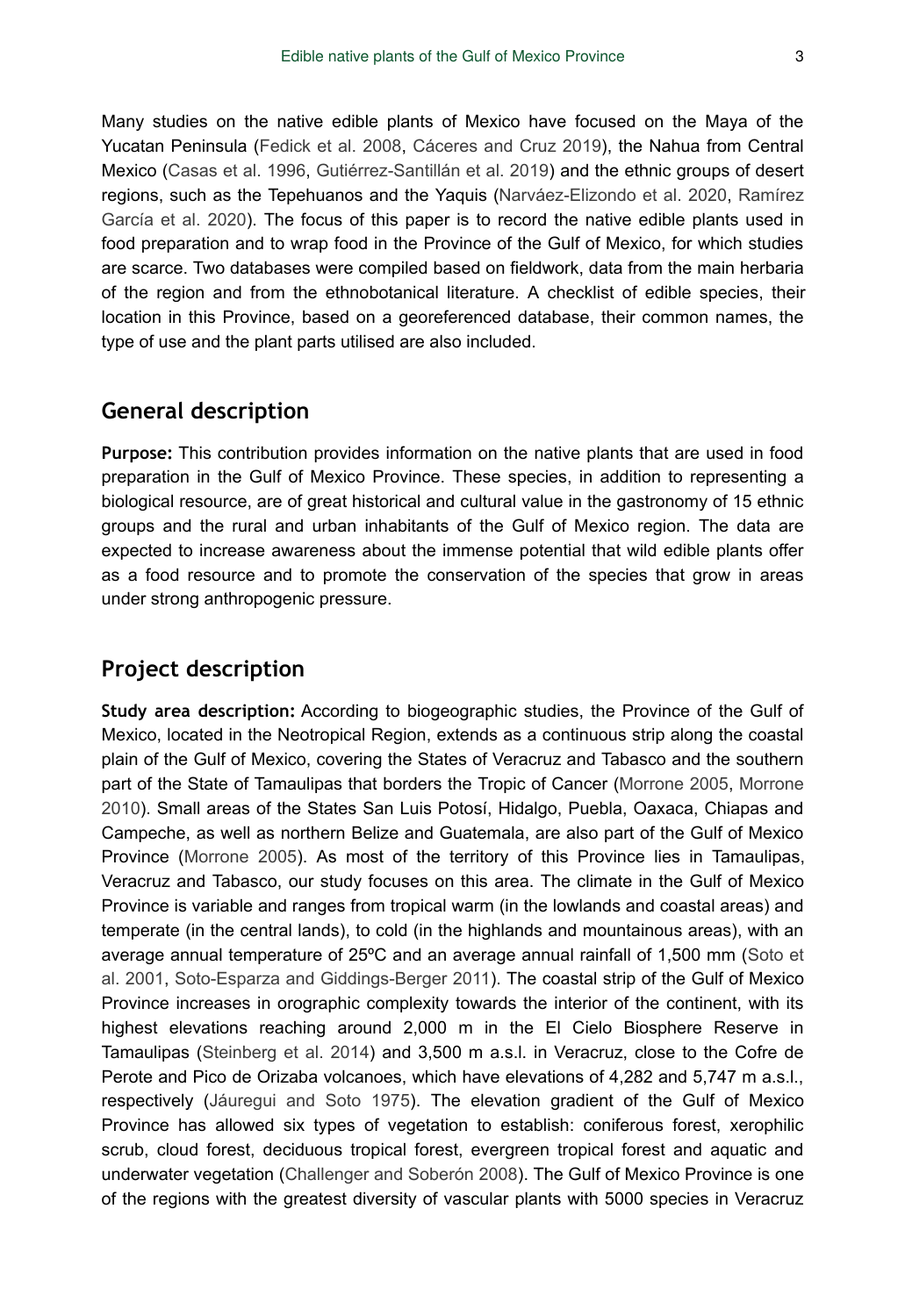Many studies on the native edible plants of Mexico have focused on the Maya of the Yucatan Peninsula (Fedick et al. 2008, Cáceres and Cruz 2019), the Nahua from Central Mexico (Casas et al. 1996, Gutiérrez-Santillán et al. 2019) and the ethnic groups of desert regions, such as the Tepehuanos and the Yaquis (Narváez-Elizondo et al. 2020, Ramírez García et al. 2020). The focus of this paper is to record the native edible plants used in food preparation and to wrap food in the Province of the Gulf of Mexico, for which studies are scarce. Two databases were compiled based on fieldwork, data from the main herbaria of the region and from the ethnobotanical literature. A checklist of edible species, their location in this Province, based on a georeferenced database, their common names, the type of use and the plant parts utilised are also included.

## General description

**Purpose:** This contribution provides information on the native plants that are used in food preparation in the Gulf of Mexico Province. These species, in addition to representing a biological resource, are of great historical and cultural value in the gastronomy of 15 ethnic groups and the rural and urban inhabitants of the Gulf of Mexico region. The data are expected to increase awareness about the immense potential that wild edible plants offer as a food resource and to promote the conservation of the species that grow in areas under strong anthropogenic pressure.

## Project description

**Study area description:** According to biogeographic studies, the Province of the Gulf of Mexico, located in the Neotropical Region, extends as a continuous strip along the coastal plain of the Gulf of Mexico, covering the States of Veracruz and Tabasco and the southern part of the State of Tamaulipas that borders the Tropic of Cancer (Morrone 2005, Morrone 2010). Small areas of the States San Luis Potosí, Hidalgo, Puebla, Oaxaca, Chiapas and Campeche, as well as northern Belize and Guatemala, are also part of the Gulf of Mexico Province (Morrone 2005). As most of the territory of this Province lies in Tamaulipas, Veracruz and Tabasco, our study focuses on this area. The climate in the Gulf of Mexico Province is variable and ranges from tropical warm (in the lowlands and coastal areas) and temperate (in the central lands), to cold (in the highlands and mountainous areas), with an average annual temperature of 25ºC and an average annual rainfall of 1,500 mm (Soto et al. 2001, Soto-Esparza and Giddings-Berger 2011). The coastal strip of the Gulf of Mexico Province increases in orographic complexity towards the interior of the continent, with its highest elevations reaching around 2,000 m in the El Cielo Biosphere Reserve in Tamaulipas (Steinberg et al. 2014) and 3,500 m a.s.l. in Veracruz, close to the Cofre de Perote and Pico de Orizaba volcanoes, which have elevations of 4,282 and 5,747 m a.s.l., respectively (Jáuregui and Soto 1975). The elevation gradient of the Gulf of Mexico Province has allowed six types of vegetation to establish: coniferous forest, xerophilic scrub, cloud forest, deciduous tropical forest, evergreen tropical forest and aquatic and underwater vegetation (Challenger and Soberón 2008). The Gulf of Mexico Province is one of the regions with the greatest diversity of vascular plants with 5000 species in Veracruz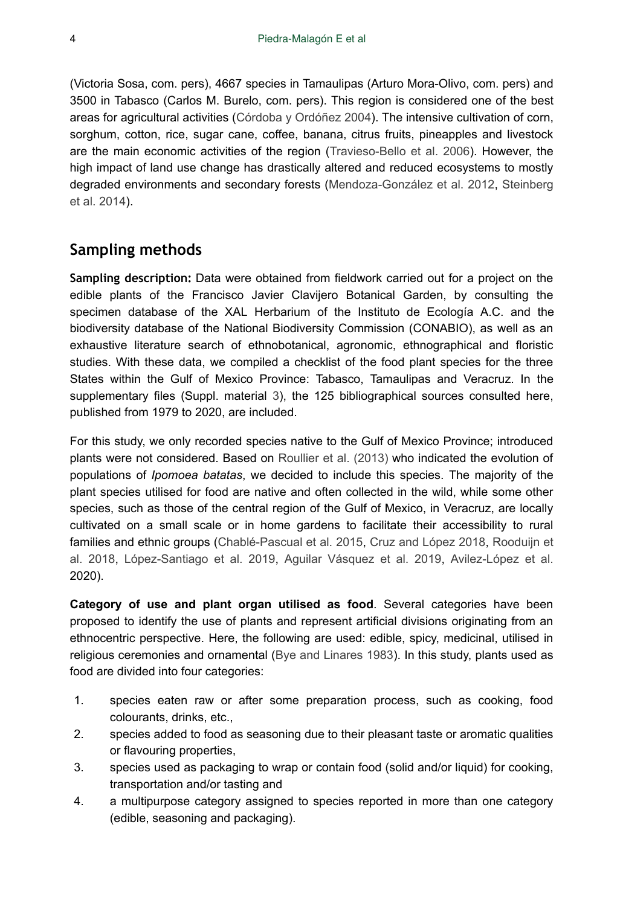(Victoria Sosa, com. pers), 4667 species in Tamaulipas (Arturo Mora-Olivo, com. pers) and 3500 in Tabasco (Carlos M. Burelo, com. pers). This region is considered one of the best areas for agricultural activities (Córdoba y Ordóñez 2004). The intensive cultivation of corn, sorghum, cotton, rice, sugar cane, coffee, banana, citrus fruits, pineapples and livestock are the main economic activities of the region (Travieso-Bello et al. 2006). However, the high impact of land use change has drastically altered and reduced ecosystems to mostly degraded environments and secondary forests (Mendoza-González et al. 2012, Steinberg et al. 2014).

## Sampling methods

**Sampling description:** Data were obtained from fieldwork carried out for a project on the edible plants of the Francisco Javier Clavijero Botanical Garden, by consulting the specimen database of the XAL Herbarium of the Instituto de Ecología A.C. and the biodiversity database of the National Biodiversity Commission (CONABIO), as well as an exhaustive literature search of ethnobotanical, agronomic, ethnographical and floristic studies. With these data, we compiled a checklist of the food plant species for the three States within the Gulf of Mexico Province: Tabasco, Tamaulipas and Veracruz. In the supplementary files (Suppl. material 3), the 125 bibliographical sources consulted here, published from 1979 to 2020, are included.

For this study, we only recorded species native to the Gulf of Mexico Province; introduced plants were not considered. Based on Roullier et al. (2013) who indicated the evolution of populations of *Ipomoea batatas*, we decided to include this species. The majority of the plant species utilised for food are native and often collected in the wild, while some other species, such as those of the central region of the Gulf of Mexico, in Veracruz, are locally cultivated on a small scale or in home gardens to facilitate their accessibility to rural families and ethnic groups (Chablé-Pascual et al. 2015, Cruz and López 2018, Rooduijn et al. 2018, López-Santiago et al. 2019, Aguilar Vásquez et al. 2019, Avilez-López et al. 2020).

**Category of use and plant organ utilised as food**. Several categories have been proposed to identify the use of plants and represent artificial divisions originating from an ethnocentric perspective. Here, the following are used: edible, spicy, medicinal, utilised in religious ceremonies and ornamental (Bye and Linares 1983). In this study, plants used as food are divided into four categories:

1. species eaten raw or after some preparation process, such as cooking, food colourants, drinks, etc.,
2. species added to food as seasoning due to their pleasant taste or aromatic qualities or flavouring properties,
3. species used as packaging to wrap or contain food (solid and/or liquid) for cooking, transportation and/or tasting and
4. a multipurpose category assigned to species reported in more than one category (edible, seasoning and packaging).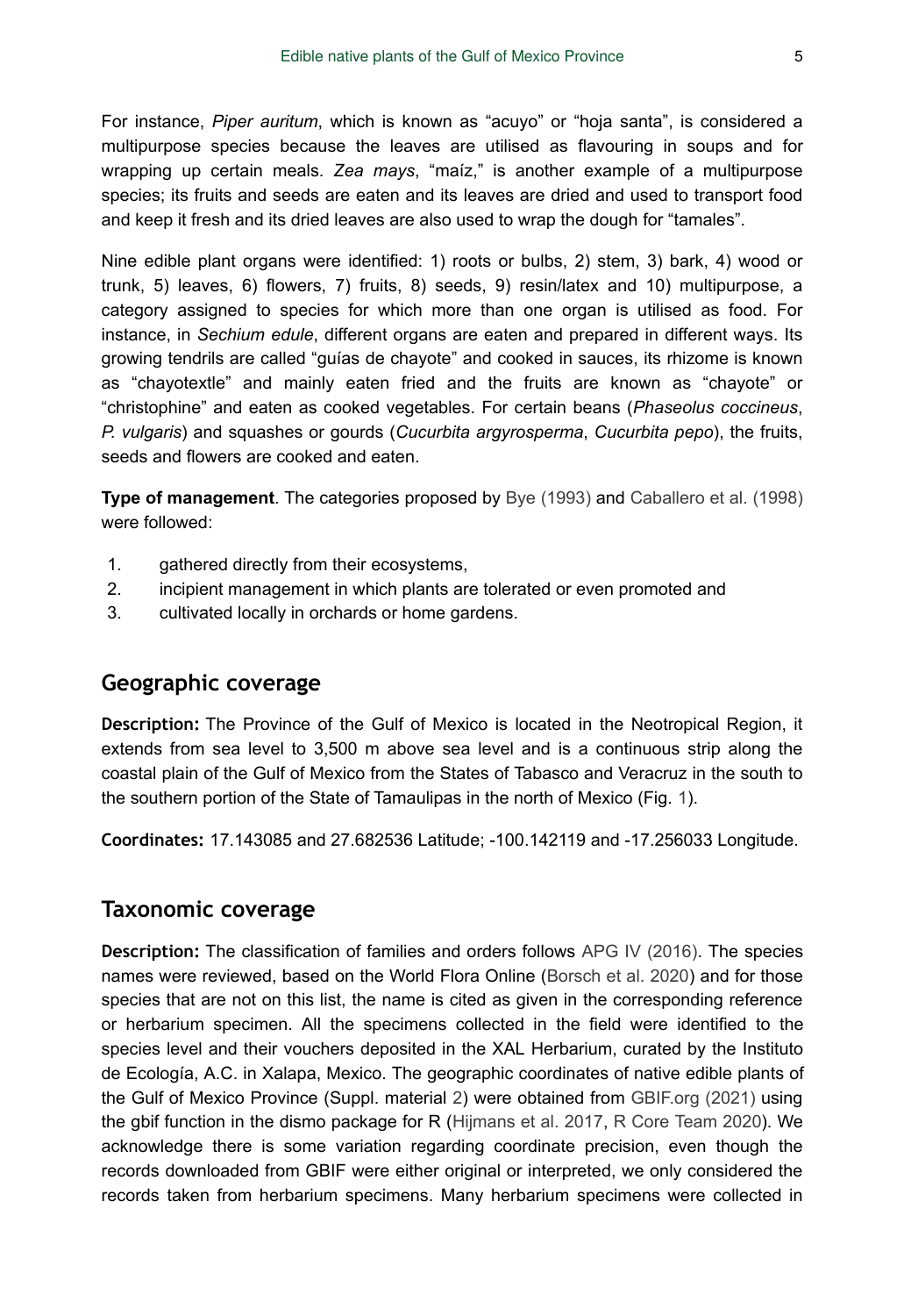For instance, *Piper auritum*, which is known as "acuyo" or "hoja santa", is considered a multipurpose species because the leaves are utilised as flavouring in soups and for wrapping up certain meals. *Zea mays*, "maíz," is another example of a multipurpose species; its fruits and seeds are eaten and its leaves are dried and used to transport food and keep it fresh and its dried leaves are also used to wrap the dough for "tamales".

Nine edible plant organs were identified: 1) roots or bulbs, 2) stem, 3) bark, 4) wood or trunk, 5) leaves, 6) flowers, 7) fruits, 8) seeds, 9) resin/latex and 10) multipurpose, a category assigned to species for which more than one organ is utilised as food. For instance, in *Sechium edule*, different organs are eaten and prepared in different ways. Its growing tendrils are called "guías de chayote" and cooked in sauces, its rhizome is known as "chayotextle" and mainly eaten fried and the fruits are known as "chayote" or "christophine" and eaten as cooked vegetables. For certain beans (*Phaseolus coccineus*, *P. vulgaris*) and squashes or gourds (*Cucurbita argyrosperma*, *Cucurbita pepo*), the fruits, seeds and flowers are cooked and eaten.

**Type of management**. The categories proposed by Bye (1993) and Caballero et al. (1998) were followed:

1. gathered directly from their ecosystems,
2. incipient management in which plants are tolerated or even promoted and
3. cultivated locally in orchards or home gardens.

## Geographic coverage

**Description:** The Province of the Gulf of Mexico is located in the Neotropical Region, it extends from sea level to 3,500 m above sea level and is a continuous strip along the coastal plain of the Gulf of Mexico from the States of Tabasco and Veracruz in the south to the southern portion of the State of Tamaulipas in the north of Mexico (Fig. 1).

**Coordinates:** 17.143085 and 27.682536 Latitude; -100.142119 and -17.256033 Longitude.

## Taxonomic coverage

**Description:** The classification of families and orders follows APG IV (2016). The species names were reviewed, based on the World Flora Online (Borsch et al. 2020) and for those species that are not on this list, the name is cited as given in the corresponding reference or herbarium specimen. All the specimens collected in the field were identified to the species level and their vouchers deposited in the XAL Herbarium, curated by the Instituto de Ecología, A.C. in Xalapa, Mexico. The geographic coordinates of native edible plants of the Gulf of Mexico Province (Suppl. material 2) were obtained from GBIF.org (2021) using the gbif function in the dismo package for R (Hijmans et al. 2017, R Core Team 2020). We acknowledge there is some variation regarding coordinate precision, even though the records downloaded from GBIF were either original or interpreted, we only considered the records taken from herbarium specimens. Many herbarium specimens were collected in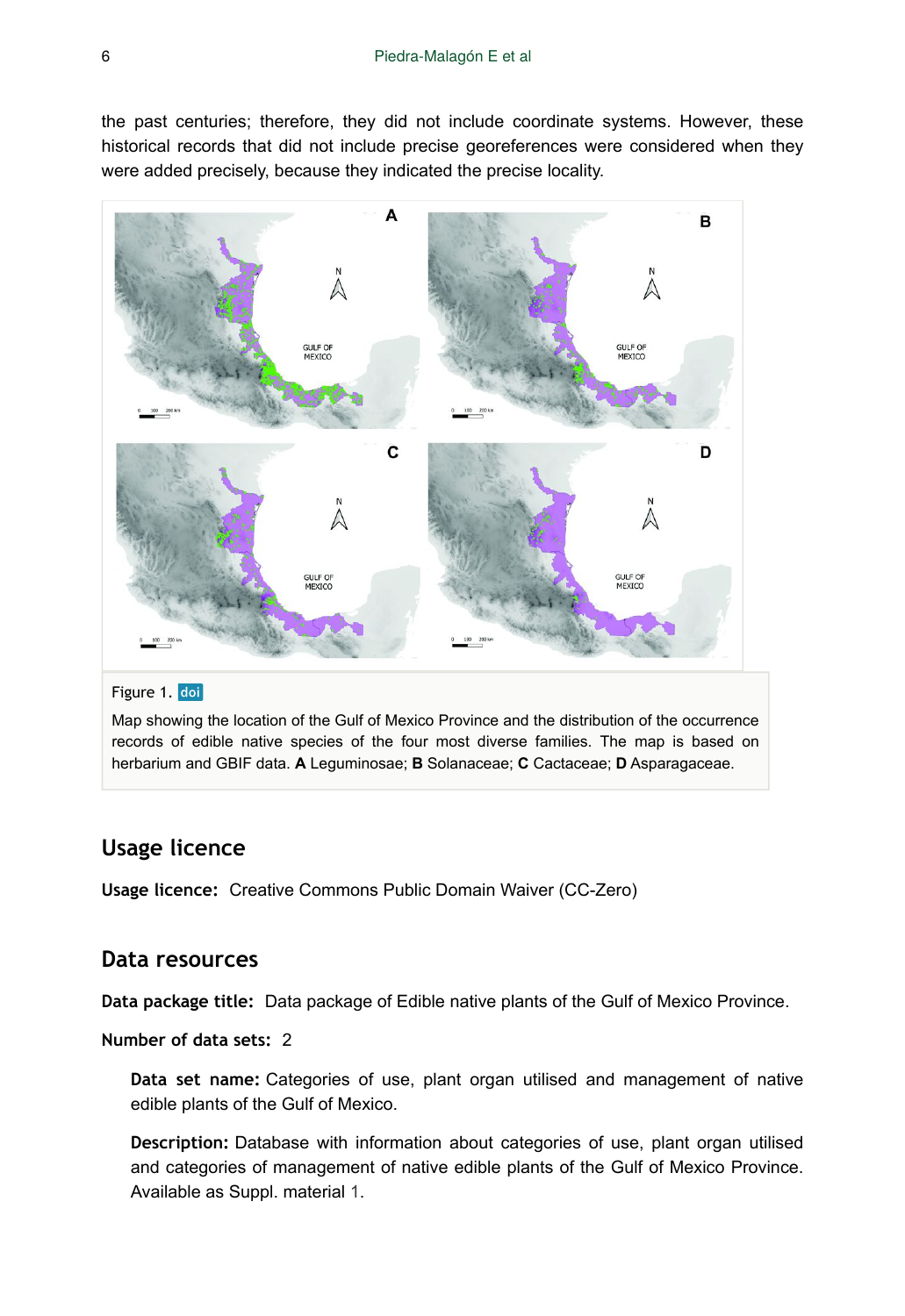the past centuries; therefore, they did not include coordinate systems. However, these historical records that did not include precise georeferences were considered when they were added precisely, because they indicated the precise locality.

Figure 1. doi

Map showing the location of the Gulf of Mexico Province and the distribution of the occurrence records of edible native species of the four most diverse families. The map is based on herbarium and GBIF data. **A** Leguminosae; **B** Solanaceae; **C** Cactaceae; **D** Asparagaceae.

## Usage licence

**Usage licence:** Creative Commons Public Domain Waiver (CC-Zero)

## Data resources

**Data package title:** Data package of Edible native plants of the Gulf of Mexico Province.

**Number of data sets:** 2

**Data set name:** Categories of use, plant organ utilised and management of native edible plants of the Gulf of Mexico.

**Description:** Database with information about categories of use, plant organ utilised and categories of management of native edible plants of the Gulf of Mexico Province. Available as Suppl. material 1.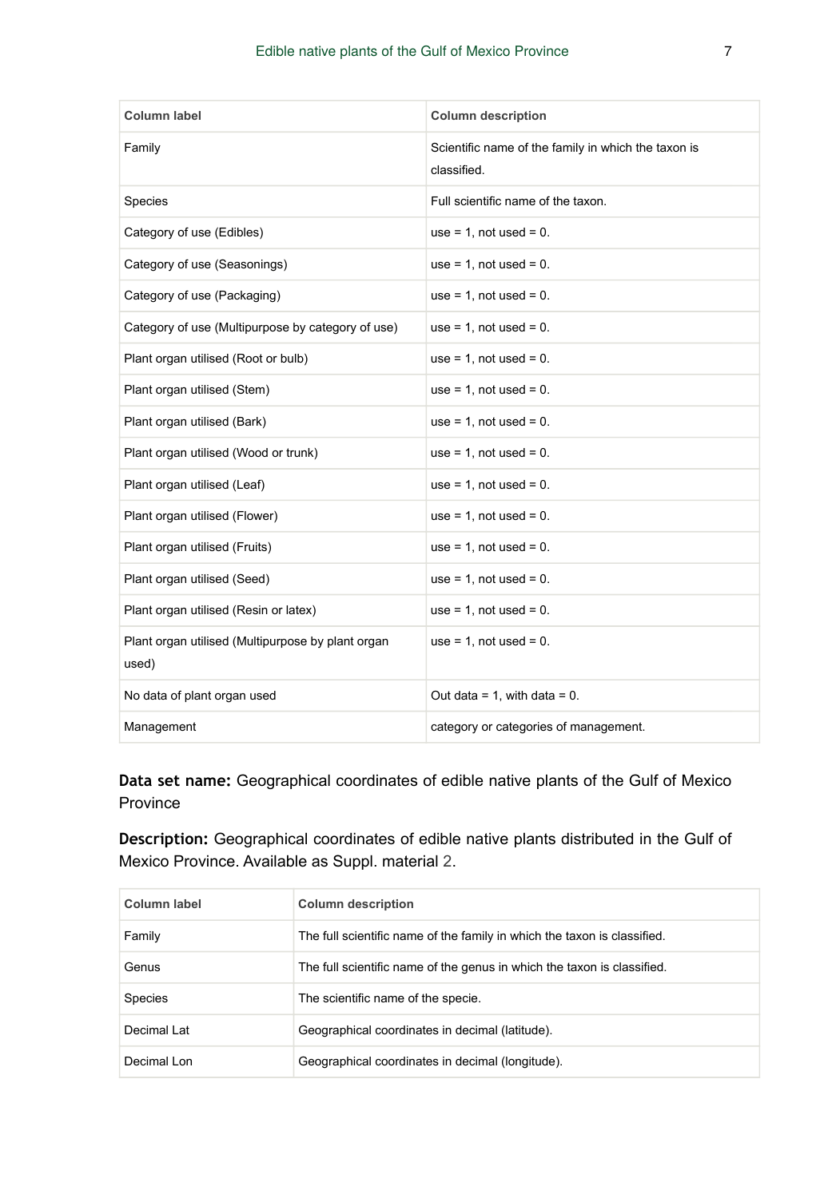| Column label | Column description |
| --- | --- |
| Family | Scientific name of the family in which the taxon is classified. |
| Species | Full scientific name of the taxon. |
| Category of use (Edibles) | use = 1, not used = 0. |
| Category of use (Seasonings) | use = 1, not used = 0. |
| Category of use (Packaging) | use = 1, not used = 0. |
| Category of use (Multipurpose by category of use) | use = 1, not used = 0. |
| Plant organ utilised (Root or bulb) | use = 1, not used = 0. |
| Plant organ utilised (Stem) | use = 1, not used = 0. |
| Plant organ utilised (Bark) | use = 1, not used = 0. |
| Plant organ utilised (Wood or trunk) | use = 1, not used = 0. |
| Plant organ utilised (Leaf) | use = 1, not used = 0. |
| Plant organ utilised (Flower) | use = 1, not used = 0. |
| Plant organ utilised (Fruits) | use = 1, not used = 0. |
| Plant organ utilised (Seed) | use = 1, not used = 0. |
| Plant organ utilised (Resin or latex) | use = 1, not used = 0. |
| Plant organ utilised (Multipurpose by plant organ used) | use = 1, not used = 0. |
| No data of plant organ used | Out data = 1, with data = 0. |
| Management | category or categories of management. |

**Data set name:** Geographical coordinates of edible native plants of the Gulf of Mexico Province

**Description:** Geographical coordinates of edible native plants distributed in the Gulf of Mexico Province. Available as Suppl. material 2.

| Column label | Column description |
| --- | --- |
| Family | The full scientific name of the family in which the taxon is classified. |
| Genus | The full scientific name of the genus in which the taxon is classified. |
| Species | The scientific name of the specie. |
| Decimal Lat | Geographical coordinates in decimal (latitude). |
| Decimal Lon | Geographical coordinates in decimal (longitude). |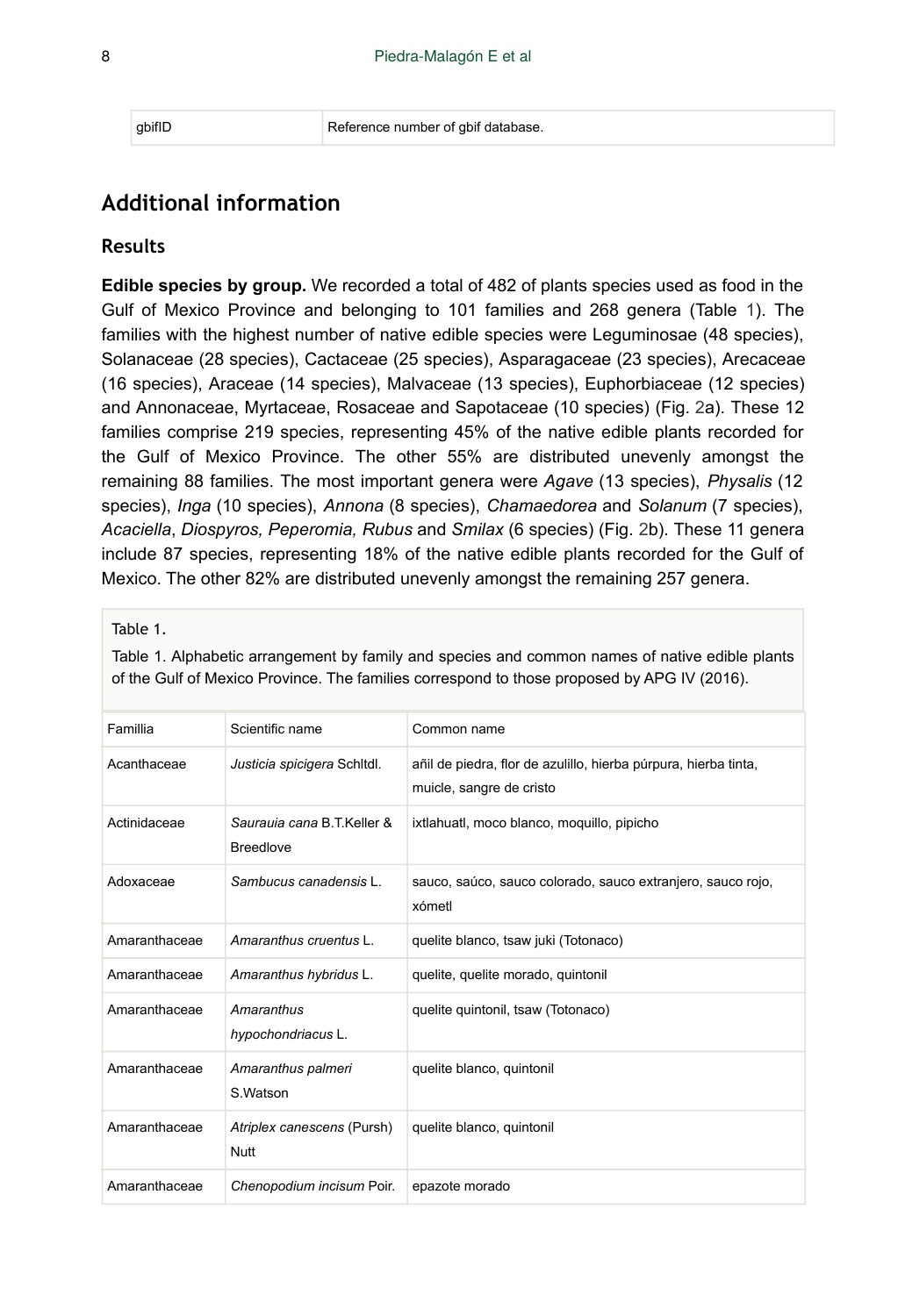| gbifID | Reference number of gbif database. |
| --- | --- |

## Additional information

### Results

**Edible species by group.** We recorded a total of 482 of plants species used as food in the Gulf of Mexico Province and belonging to 101 families and 268 genera (Table 1). The families with the highest number of native edible species were Leguminosae (48 species), Solanaceae (28 species), Cactaceae (25 species), Asparagaceae (23 species), Arecaceae (16 species), Araceae (14 species), Malvaceae (13 species), Euphorbiaceae (12 species) and Annonaceae, Myrtaceae, Rosaceae and Sapotaceae (10 species) (Fig. 2a). These 12 families comprise 219 species, representing 45% of the native edible plants recorded for the Gulf of Mexico Province. The other 55% are distributed unevenly amongst the remaining 88 families. The most important genera were *Agave* (13 species), *Physalis* (12 species), *Inga* (10 species), *Annona* (8 species), *Chamaedorea* and *Solanum* (7 species), *Acaciella*, *Diospyros, Peperomia, Rubus* and *Smilax* (6 species) (Fig. 2b). These 11 genera include 87 species, representing 18% of the native edible plants recorded for the Gulf of Mexico. The other 82% are distributed unevenly amongst the remaining 257 genera.

Table 1.

Table 1. Alphabetic arrangement by family and species and common names of native edible plants of the Gulf of Mexico Province. The families correspond to those proposed by APG IV (2016).

| Familia | Scientific name | Common name |
| --- | --- | --- |
| Acanthaceae | *Justicia spicigera* Schltdl. | añil de piedra, flor de azulillo, hierba púrpura, hierba tinta, muicle, sangre de cristo |
| Actinidaceae | *Saurauia cana* B.T.Keller & Breedlove | ixtlahuatl, moco blanco, moquillo, pipicho |
| Adoxaceae | *Sambucus canadensis* L. | sauco, saúco, sauco colorado, sauco extranjero, sauco rojo, xómetl |
| Amaranthaceae | *Amaranthus cruentus* L. | quelite blanco, tsaw juki (Totonaco) |
| Amaranthaceae | *Amaranthus hybridus* L. | quelite, quelite morado, quintonil |
| Amaranthaceae | *Amaranthus hypochondriacus* L. | quelite quintonil, tsaw (Totonaco) |
| Amaranthaceae | *Amaranthus palmeri* S.Watson | quelite blanco, quintonil |
| Amaranthaceae | *Atriplex canescens* (Pursh) Nutt | quelite blanco, quintonil |
| Amaranthaceae | *Chenopodium incisum* Poir. | epazote morado |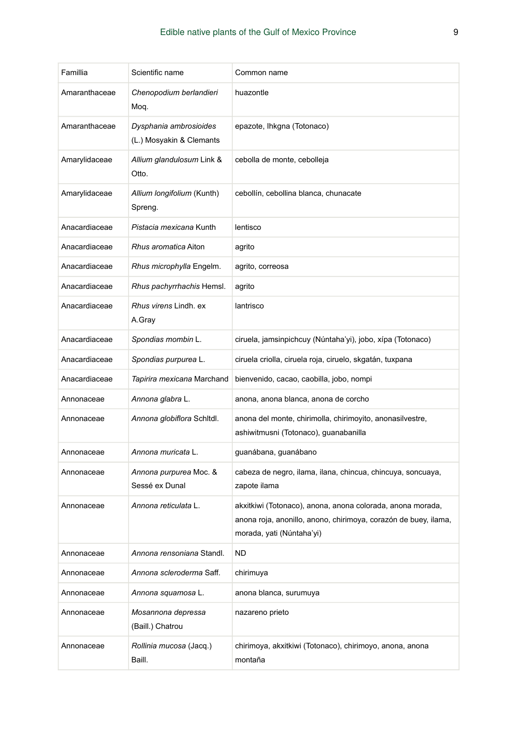| Famillia | Scientific name | Common name |
|---|---|---|
| Amaranthaceae | *Chenopodium berlandieri* Moq. | huazontle |
| Amaranthaceae | *Dysphania ambrosioides* (L.) Mosyakin & Clemants | epazote, Ihkgna (Totonaco) |
| Amarylidaceae | *Allium glandulosum* Link & Otto. | cebolla de monte, cebolleja |
| Amarylidaceae | *Allium longifolium* (Kunth) Spreng. | cebollín, cebollina blanca, chunacate |
| Anacardiaceae | *Pistacia mexicana* Kunth | lentisco |
| Anacardiaceae | *Rhus aromatica* Aiton | agrito |
| Anacardiaceae | *Rhus microphylla* Engelm. | agrito, correosa |
| Anacardiaceae | *Rhus pachyrrhachis* Hemsl. | agrito |
| Anacardiaceae | *Rhus virens* Lindh. ex A.Gray | lantrisco |
| Anacardiaceae | *Spondias mombin* L. | ciruela, jamsinpichcuy (Núntaha'yi), jobo, xípa (Totonaco) |
| Anacardiaceae | *Spondias purpurea* L. | ciruela criolla, ciruela roja, ciruelo, skgatán, tuxpana |
| Anacardiaceae | *Tapirira mexicana* Marchand | bienvenido, cacao, caobilla, jobo, nompi |
| Annonaceae | *Annona glabra* L. | anona, anona blanca, anona de corcho |
| Annonaceae | *Annona globiflora* Schltdl. | anona del monte, chirimolla, chirimoyito, anonasilvestre, ashiwitmusni (Totonaco), guanabanilla |
| Annonaceae | *Annona muricata* L. | guanábana, guanábano |
| Annonaceae | *Annona purpurea* Moc. & Sessé ex Dunal | cabeza de negro, ilama, ilana, chincua, chincuya, soncuaya, zapote ilama |
| Annonaceae | *Annona reticulata* L. | akxitkiwi (Totonaco), anona, anona colorada, anona morada, anona roja, anonillo, anono, chirimoya, corazón de buey, ilama, morada, yati (Núntaha'yi) |
| Annonaceae | *Annona rensoniana* Standl. | ND |
| Annonaceae | *Annona scleroderma* Saff. | chirimuya |
| Annonaceae | *Annona squamosa* L. | anona blanca, surumuya |
| Annonaceae | *Mosannona depressa* (Baill.) Chatrou | nazareno prieto |
| Annonaceae | *Rollinia mucosa* (Jacq.) Baill. | chirimoya, akxitkiwi (Totonaco), chirimoyo, anona, anona montaña |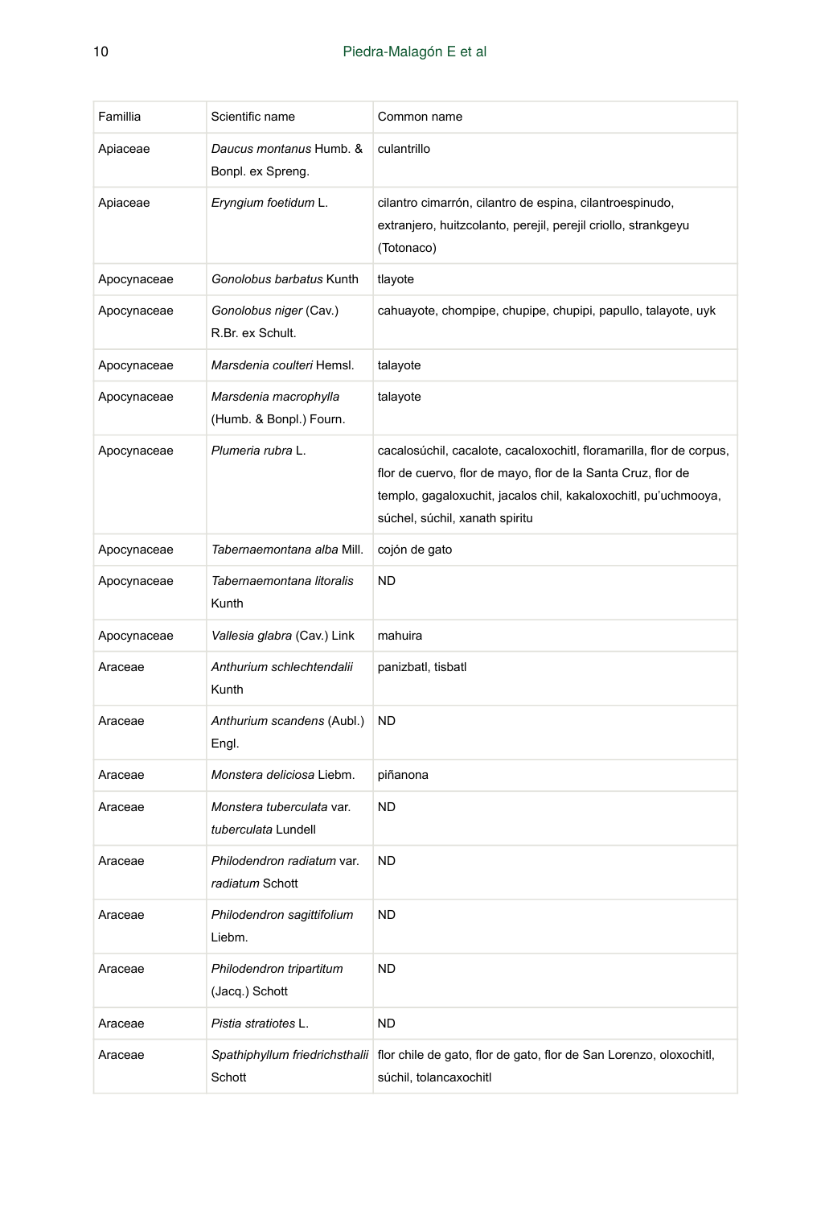| Famillia | Scientific name | Common name |
|---|---|---|
| Apiaceae | *Daucus montanus* Humb. & Bonpl. ex Spreng. | culantrillo |
| Apiaceae | *Eryngium foetidum* L. | cilantro cimarrón, cilantro de espina, cilantroespinudo, extranjero, huitzcolanto, perejil, perejil criollo, strankgeyu (Totonaco) |
| Apocynaceae | *Gonolobus barbatus* Kunth | tlayote |
| Apocynaceae | *Gonolobus niger* (Cav.) R.Br. ex Schult. | cahuayote, chompipe, chupipe, chupipi, papullo, talayote, uyk |
| Apocynaceae | *Marsdenia coulteri* Hemsl. | talayote |
| Apocynaceae | *Marsdenia macrophylla* (Humb. & Bonpl.) Fourn. | talayote |
| Apocynaceae | *Plumeria rubra* L. | cacalosúchil, cacalote, cacaloxochitl, floramarilla, flor de corpus, flor de cuervo, flor de mayo, flor de la Santa Cruz, flor de templo, gagaloxuchit, jacalos chil, kakaloxochitl, pu'uchmooya, súchel, súchil, xanath spiritu |
| Apocynaceae | *Tabernaemontana alba* Mill. | cojón de gato |
| Apocynaceae | *Tabernaemontana litoralis* Kunth | ND |
| Apocynaceae | *Vallesia glabra* (Cav.) Link | mahuira |
| Araceae | *Anthurium schlechtendalii* Kunth | panizbatl, tisbatl |
| Araceae | *Anthurium scandens* (Aubl.) Engl. | ND |
| Araceae | *Monstera deliciosa* Liebm. | piñanona |
| Araceae | *Monstera tuberculata* var. *tuberculata* Lundell | ND |
| Araceae | *Philodendron radiatum* var. *radiatum* Schott | ND |
| Araceae | *Philodendron sagittifolium* Liebm. | ND |
| Araceae | *Philodendron tripartitum* (Jacq.) Schott | ND |
| Araceae | *Pistia stratiotes* L. | ND |
| Araceae | *Spathiphyllum friedrichsthalii* Schott | flor chile de gato, flor de gato, flor de San Lorenzo, oloxochitl, súchil, tolancaxochitl |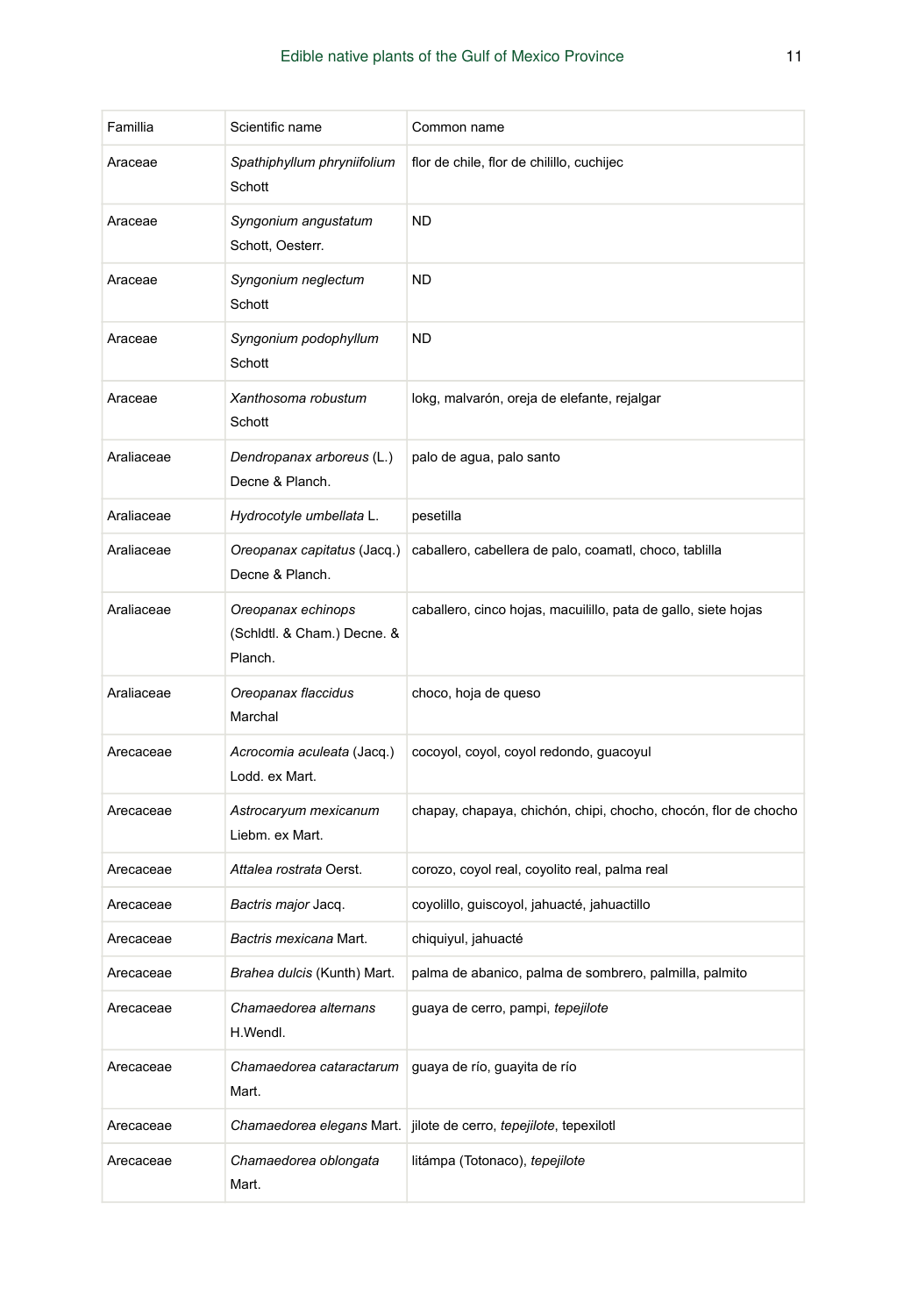| Famillia | Scientific name | Common name |
|---|---|---|
| Araceae | *Spathiphyllum phryniifolium* Schott | flor de chile, flor de chililo, cuchijec |
| Araceae | *Syngonium angustatum* Schott, Oesterr. | ND |
| Araceae | *Syngonium neglectum* Schott | ND |
| Araceae | *Syngonium podophyllum* Schott | ND |
| Araceae | *Xanthosoma robustum* Schott | lokg, malvarón, oreja de elefante, rejalgar |
| Araliaceae | *Dendropanax arboreus* (L.) Decne & Planch. | palo de agua, palo santo |
| Araliaceae | *Hydrocotyle umbellata* L. | pesetilla |
| Araliaceae | *Oreopanax capitatus* (Jacq.) Decne & Planch. | caballero, cabellera de palo, coamatl, choco, tablilla |
| Araliaceae | *Oreopanax echinops* (Schldtl. & Cham.) Decne. & Planch. | caballero, cinco hojas, macuililo, pata de gallo, siete hojas |
| Araliaceae | *Oreopanax flaccidus* Marchal | choco, hoja de queso |
| Arecaceae | *Acrocomia aculeata* (Jacq.) Lodd. ex Mart. | cocoyol, coyol, coyol redondo, guacoyul |
| Arecaceae | *Astrocaryum mexicanum* Liebm. ex Mart. | chapay, chapaya, chichón, chipi, chocho, chocón, flor de chocho |
| Arecaceae | *Attalea rostrata* Oerst. | corozo, coyol real, coyolito real, palma real |
| Arecaceae | *Bactris major* Jacq. | coyolillo, guiscoyol, jahuacté, jahuactillo |
| Arecaceae | *Bactris mexicana* Mart. | chiquiyul, jahuacté |
| Arecaceae | *Brahea dulcis* (Kunth) Mart. | palma de abanico, palma de sombrero, palmilla, palmito |
| Arecaceae | *Chamaedorea alternans* H.Wendl. | guaya de cerro, pampi, *tepejilote* |
| Arecaceae | *Chamaedorea cataractarum* Mart. | guaya de río, guayita de río |
| Arecaceae | *Chamaedorea elegans* Mart. | jilote de cerro, *tepejilote*, tepexilotl |
| Arecaceae | *Chamaedorea oblongata* Mart. | litámpa (Totonaco), *tepejilote* |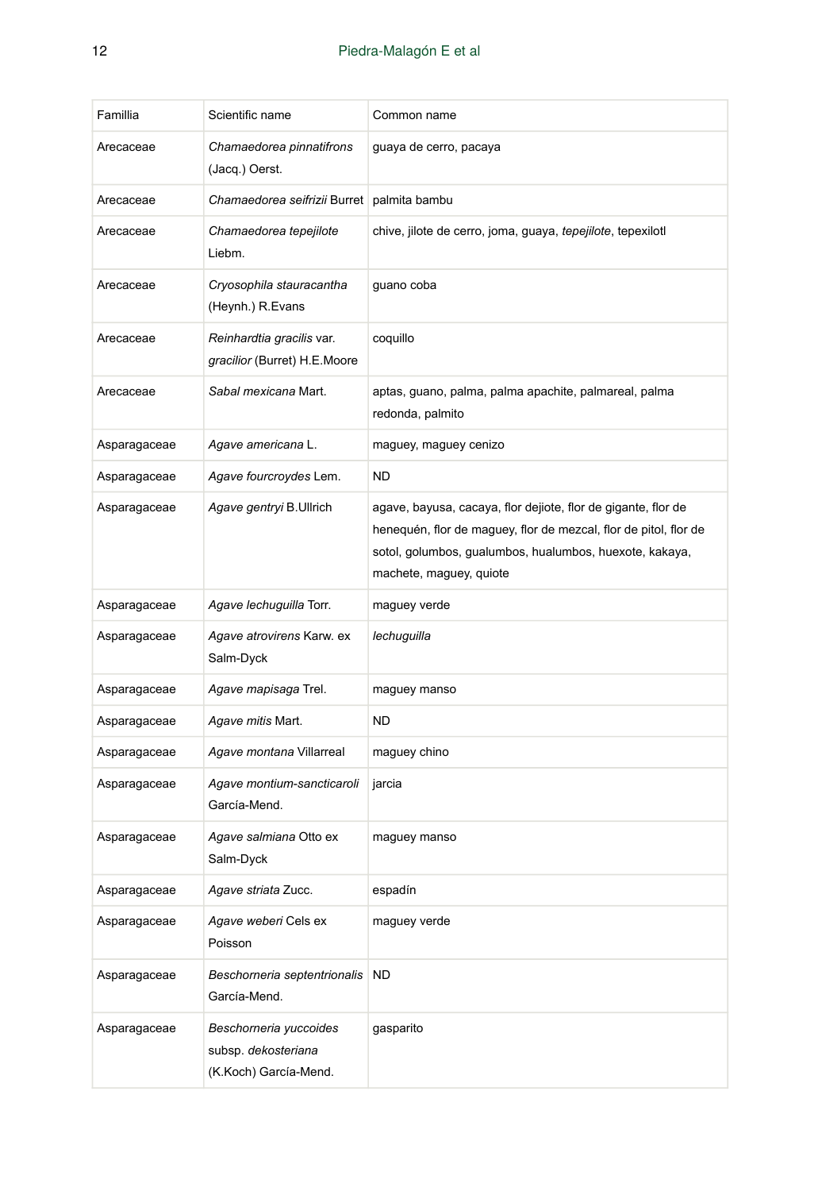| Famillia | Scientific name | Common name |
|---|---|---|
| Arecaceae | *Chamaedorea pinnatifrons* (Jacq.) Oerst. | guaya de cerro, pacaya |
| Arecaceae | *Chamaedorea seifrizii* Burret | palmita bambu |
| Arecaceae | *Chamaedorea tepejilote* Liebm. | chive, jilote de cerro, joma, guaya, *tepejilote*, tepexilotl |
| Arecaceae | *Cryosophila stauracantha* (Heynh.) R.Evans | guano coba |
| Arecaceae | *Reinhardtia gracilis* var. *gracilior* (Burret) H.E.Moore | coquillo |
| Arecaceae | *Sabal mexicana* Mart. | aptas, guano, palma, palma apachite, palmareal, palma redonda, palmito |
| Asparagaceae | *Agave americana* L. | maguey, maguey cenizo |
| Asparagaceae | *Agave fourcroydes* Lem. | ND |
| Asparagaceae | *Agave gentryi* B.Ullrich | agave, bayusa, cacaya, flor dejiote, flor de gigante, flor de henequén, flor de maguey, flor de mezcal, flor de pitol, flor de sotol, golumbos, gualumbos, hualumbos, huexote, kakaya, machete, maguey, quiote |
| Asparagaceae | *Agave lechuguilla* Torr. | maguey verde |
| Asparagaceae | *Agave atrovirens* Karw. ex Salm-Dyck | *lechuguilla* |
| Asparagaceae | *Agave mapisaga* Trel. | maguey manso |
| Asparagaceae | *Agave mitis* Mart. | ND |
| Asparagaceae | *Agave montana* Villarreal | maguey chino |
| Asparagaceae | *Agave montium-sancticaroli* García-Mend. | jarcia |
| Asparagaceae | *Agave salmiana* Otto ex Salm-Dyck | maguey manso |
| Asparagaceae | *Agave striata* Zucc. | espadín |
| Asparagaceae | *Agave weberi* Cels ex Poisson | maguey verde |
| Asparagaceae | *Beschorneria septentrionalis* García-Mend. | ND |
| Asparagaceae | *Beschorneria yuccoides* subsp. *dekosteriana* (K.Koch) García-Mend. | gasparito |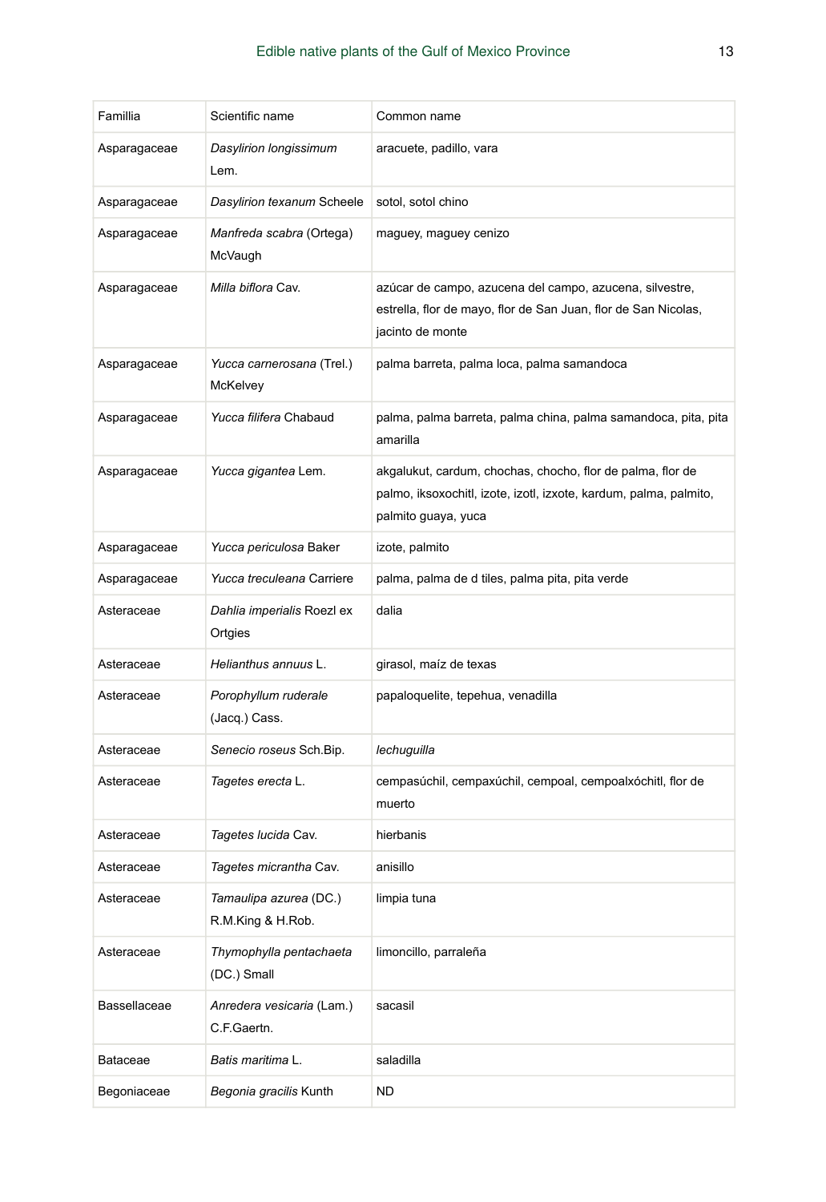| Famillia | Scientific name | Common name |
|---|---|---|
| Asparagaceae | *Dasylirion longissimum* Lem. | aracuete, padillo, vara |
| Asparagaceae | *Dasylirion texanum* Scheele | sotol, sotol chino |
| Asparagaceae | *Manfreda scabra* (Ortega) McVaugh | maguey, maguey cenizo |
| Asparagaceae | *Milla biflora* Cav. | azúcar de campo, azucena del campo, azucena, silvestre, estrella, flor de mayo, flor de San Juan, flor de San Nicolas, jacinto de monte |
| Asparagaceae | *Yucca carnerosana* (Trel.) McKelvey | palma barreta, palma loca, palma samandoca |
| Asparagaceae | *Yucca filifera* Chabaud | palma, palma barreta, palma china, palma samandoca, pita, pita amarilla |
| Asparagaceae | *Yucca gigantea* Lem. | akgalukut, cardum, chochas, chocho, flor de palma, flor de palmo, iksoxochitl, izote, izotl, izxote, kardum, palma, palmito, palmito guaya, yuca |
| Asparagaceae | *Yucca periculosa* Baker | izote, palmito |
| Asparagaceae | *Yucca treculeana* Carriere | palma, palma de d tiles, palma pita, pita verde |
| Asteraceae | *Dahlia imperialis* Roezl ex Ortgies | dalia |
| Asteraceae | *Helianthus annuus* L. | girasol, maíz de texas |
| Asteraceae | *Porophyllum ruderale* (Jacq.) Cass. | papaloquelite, tepehua, venadilla |
| Asteraceae | *Senecio roseus* Sch.Bip. | *lechuguilla* |
| Asteraceae | *Tagetes erecta* L. | cempasúchil, cempaxúchil, cempoal, cempoalxóchitl, flor de muerto |
| Asteraceae | *Tagetes lucida* Cav. | hierbanis |
| Asteraceae | *Tagetes micrantha* Cav. | anisillo |
| Asteraceae | *Tamaulipa azurea* (DC.) R.M.King & H.Rob. | limpia tuna |
| Asteraceae | *Thymophylla pentachaeta* (DC.) Small | limoncillo, parraleña |
| Bassellaceae | *Anredera vesicaria* (Lam.) C.F.Gaertn. | sacasil |
| Bataceae | *Batis maritima* L. | saladilla |
| Begoniaceae | *Begonia gracilis* Kunth | ND |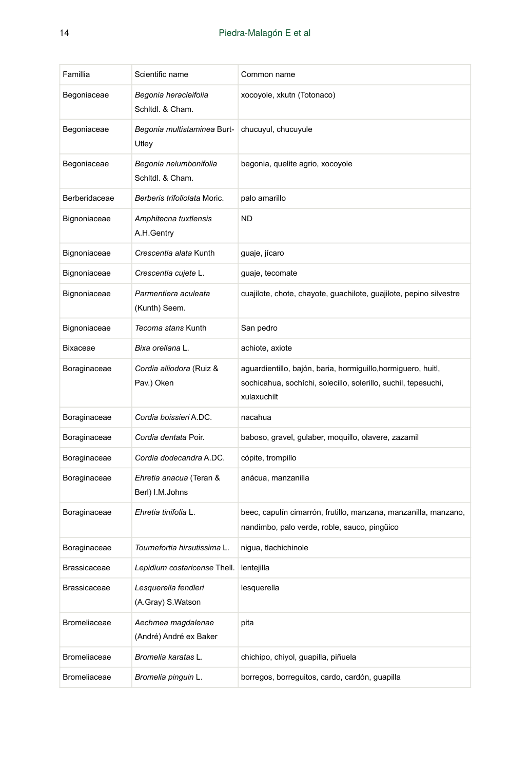| Famillia | Scientific name | Common name |
|---|---|---|
| Begoniaceae | *Begonia heracleifolia* Schltdl. & Cham. | xocoyole, xkutn (Totonaco) |
| Begoniaceae | *Begonia multistaminea* Burt-Utley | chucuyul, chucuyule |
| Begoniaceae | *Begonia nelumbonifolia* Schltdl. & Cham. | begonia, quelite agrio, xocoyole |
| Berberidaceae | *Berberis trifoliolata* Moric. | palo amarillo |
| Bignoniaceae | *Amphitecna tuxtlensis* A.H.Gentry | ND |
| Bignoniaceae | *Crescentia alata* Kunth | guaje, jícaro |
| Bignoniaceae | *Crescentia cujete* L. | guaje, tecomate |
| Bignoniaceae | *Parmentiera aculeata* (Kunth) Seem. | cuajilote, chote, chayote, guachilote, guajilote, pepino silvestre |
| Bignoniaceae | *Tecoma stans* Kunth | San pedro |
| Bixaceae | *Bixa orellana* L. | achiote, axiote |
| Boraginaceae | *Cordia alliodora* (Ruiz & Pav.) Oken | aguardientillo, bajón, baria, hormiguillo,hormiguero, huitl, sochicahua, sochíchi, solecillo, solerillo, suchil, tepesuchi, xulaxuchilt |
| Boraginaceae | *Cordia boissieri* A.DC. | nacahua |
| Boraginaceae | *Cordia dentata* Poir. | baboso, gravel, gulaber, moquillo, olavere, zazamil |
| Boraginaceae | *Cordia dodecandra* A.DC. | cópite, trompillo |
| Boraginaceae | *Ehretia anacua* (Teran & Berl) I.M.Johns | anácua, manzanilla |
| Boraginaceae | *Ehretia tinifolia* L. | beec, capulín cimarrón, frutillo, manzana, manzanilla, manzano, nandimbo, palo verde, roble, sauco, pingüico |
| Boraginaceae | *Tournefortia hirsutissima* L. | nigua, tlachichinole |
| Brassicaceae | *Lepidium costaricense* Thell. | lentejilla |
| Brassicaceae | *Lesquerella fendleri* (A.Gray) S.Watson | lesquerella |
| Bromeliaceae | *Aechmea magdalenae* (André) André ex Baker | pita |
| Bromeliaceae | *Bromelia karatas* L. | chichipo, chiyol, guapilla, piñuela |
| Bromeliaceae | *Bromelia pinguin* L. | borregos, borreguitos, cardo, cardón, guapilla |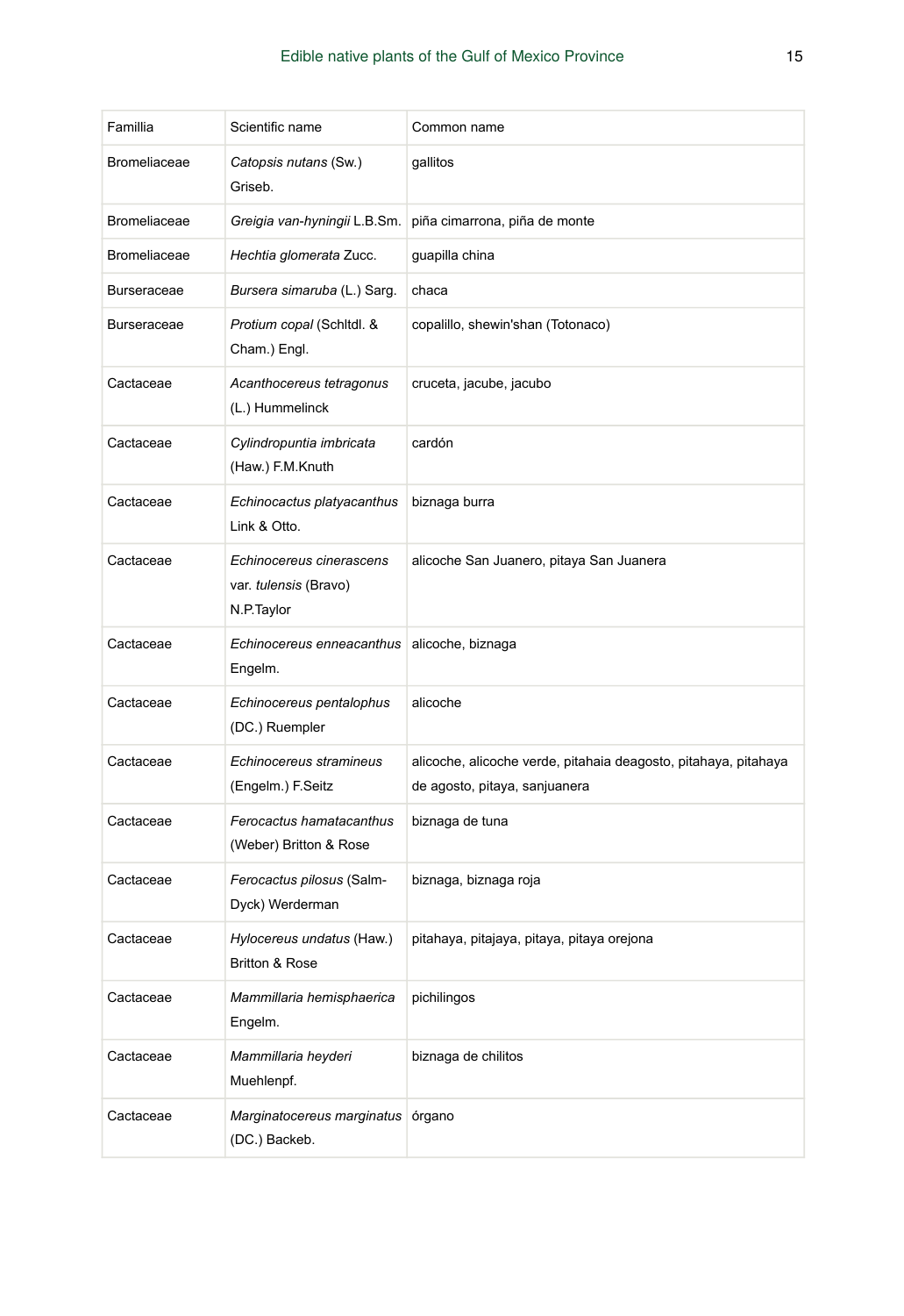| Familia | Scientific name | Common name |
| --- | --- | --- |
| Bromeliaceae | *Catopsis nutans* (Sw.) Griseb. | gallitos |
| Bromeliaceae | *Greigia van-hyningii* L.B.Sm. | piña cimarrona, piña de monte |
| Bromeliaceae | *Hechtia glomerata* Zucc. | guapilla china |
| Burseraceae | *Bursera simaruba* (L.) Sarg. | chaca |
| Burseraceae | *Protium copal* (Schltdl. & Cham.) Engl. | copalillo, shewin'shan (Totonaco) |
| Cactaceae | *Acanthocereus tetragonus* (L.) Hummelinck | cruceta, jacube, jacubo |
| Cactaceae | *Cylindropuntia imbricata* (Haw.) F.M.Knuth | cardón |
| Cactaceae | *Echinocactus platyacanthus* Link & Otto. | biznaga burra |
| Cactaceae | *Echinocereus cinerascens* var. *tulensis* (Bravo) N.P.Taylor | alicoche San Juanero, pitaya San Juanera |
| Cactaceae | *Echinocereus enneacanthus* Engelm. | alicoche, biznaga |
| Cactaceae | *Echinocereus pentalophus* (DC.) Ruempler | alicoche |
| Cactaceae | *Echinocereus stramineus* (Engelm.) F.Seitz | alicoche, alicoche verde, pitahaia deagosto, pitahaya, pitahaya de agosto, pitaya, sanjuanera |
| Cactaceae | *Ferocactus hamatacanthus* (Weber) Britton & Rose | biznaga de tuna |
| Cactaceae | *Ferocactus pilosus* (Salm-Dyck) Werderman | biznaga, biznaga roja |
| Cactaceae | *Hylocereus undatus* (Haw.) Britton & Rose | pitahaya, pitajaya, pitaya, pitaya orejona |
| Cactaceae | *Mammillaria hemisphaerica* Engelm. | pichilingos |
| Cactaceae | *Mammillaria heyderi* Muehlenpf. | biznaga de chilitos |
| Cactaceae | *Marginatocereus marginatus* (DC.) Backeb. | órgano |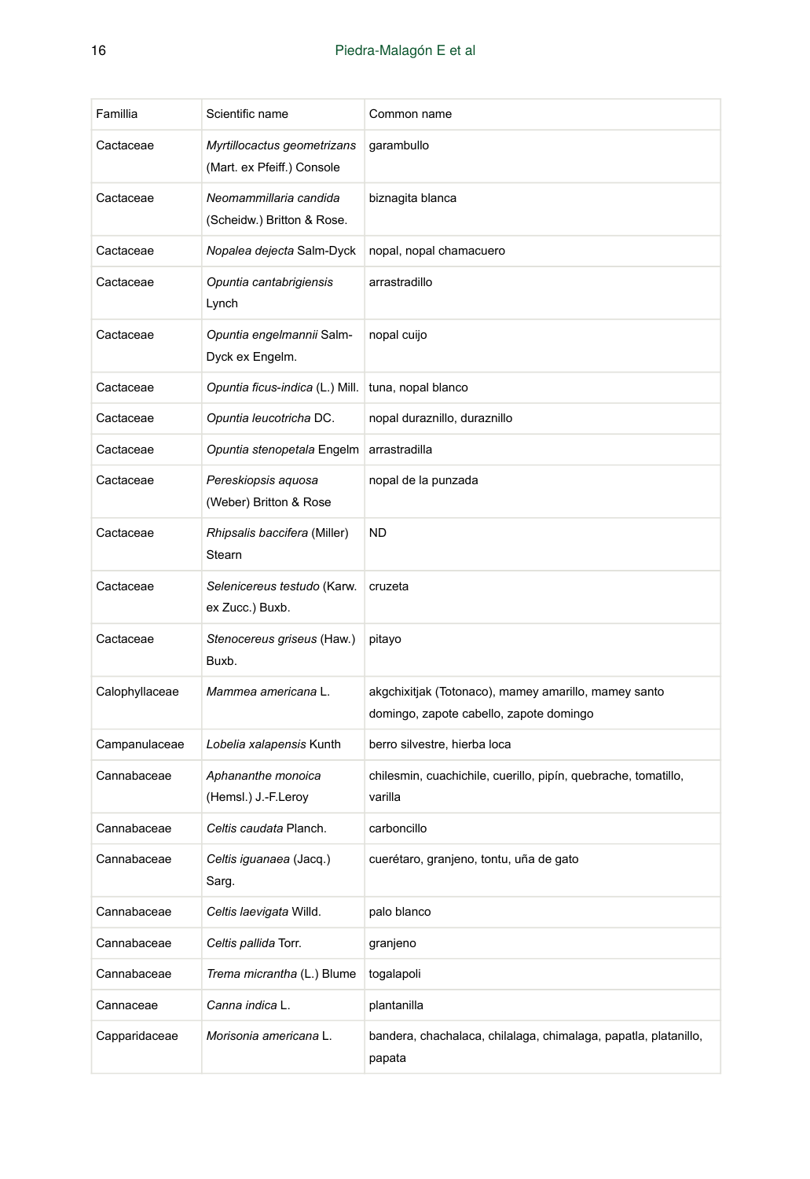| Famillia | Scientific name | Common name |
|---|---|---|
| Cactaceae | *Myrtillocactus geometrizans* (Mart. ex Pfeiff.) Console | garambullo |
| Cactaceae | *Neomammillaria candida* (Scheidw.) Britton & Rose. | biznagita blanca |
| Cactaceae | *Nopalea dejecta* Salm-Dyck | nopal, nopal chamacuero |
| Cactaceae | *Opuntia cantabrigiensis* Lynch | arrastradillo |
| Cactaceae | *Opuntia engelmannii* Salm-Dyck ex Engelm. | nopal cuijo |
| Cactaceae | *Opuntia ficus-indica* (L.) Mill. | tuna, nopal blanco |
| Cactaceae | *Opuntia leucotricha* DC. | nopal duraznillo, duraznillo |
| Cactaceae | *Opuntia stenopetala* Engelm | arrastradilla |
| Cactaceae | *Pereskiopsis aquosa* (Weber) Britton & Rose | nopal de la punzada |
| Cactaceae | *Rhipsalis baccifera* (Miller) Stearn | ND |
| Cactaceae | *Selenicereus testudo* (Karw. ex Zucc.) Buxb. | cruzeta |
| Cactaceae | *Stenocereus griseus* (Haw.) Buxb. | pitayo |
| Calophyllaceae | *Mammea americana* L. | akgchixitjak (Totonaco), mamey amarillo, mamey santo domingo, zapote cabello, zapote domingo |
| Campanulaceae | *Lobelia xalapensis* Kunth | berro silvestre, hierba loca |
| Cannabaceae | *Aphananthe monoica* (Hemsl.) J.-F.Leroy | chilesmin, cuachichile, cuerillo, pipín, quebrache, tomatillo, varilla |
| Cannabaceae | *Celtis caudata* Planch. | carboncillo |
| Cannabaceae | *Celtis iguanaea* (Jacq.) Sarg. | cuerétaro, granjeno, tontu, uña de gato |
| Cannabaceae | *Celtis laevigata* Willd. | palo blanco |
| Cannabaceae | *Celtis pallida* Torr. | granjeno |
| Cannabaceae | *Trema micrantha* (L.) Blume | togalapoli |
| Cannaceae | *Canna indica* L. | plantanilla |
| Capparidaceae | *Morisonia americana* L. | bandera, chachalaca, chilalaga, chimalaga, papatla, platanillo, papata |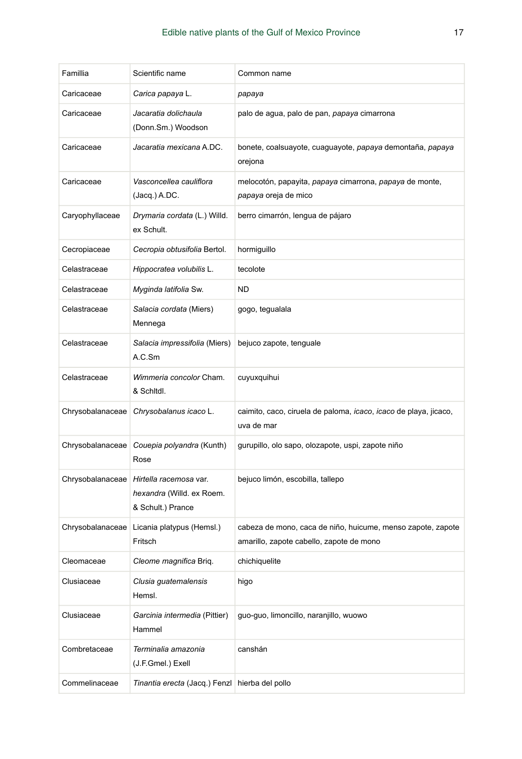| Famillia | Scientific name | Common name |
| --- | --- | --- |
| Caricaceae | *Carica papaya* L. | *papaya* |
| Caricaceae | *Jacaratia dolichaula* (Donn.Sm.) Woodson | palo de agua, palo de pan, *papaya* cimarrona |
| Caricaceae | *Jacaratia mexicana* A.DC. | bonete, coalsuayote, cuaguayote, *papaya* demontaña, *papaya* orejona |
| Caricaceae | *Vasconcellea cauliflora* (Jacq.) A.DC. | melocotón, papayita, *papaya* cimarrona, *papaya* de monte, *papaya* oreja de mico |
| Caryophyllaceae | *Drymaria cordata* (L.) Willd. ex Schult. | berro cimarrón, lengua de pájaro |
| Cecropiaceae | *Cecropia obtusifolia* Bertol. | hormiguillo |
| Celastraceae | *Hippocratea volubilis* L. | tecolote |
| Celastraceae | *Myginda latifolia* Sw. | ND |
| Celastraceae | *Salacia cordata* (Miers) Mennega | gogo, tegualala |
| Celastraceae | *Salacia impressifolia* (Miers) A.C.Sm | bejuco zapote, tenguale |
| Celastraceae | *Wimmeria concolor* Cham. & Schltdl. | cuyuxquihui |
| Chrysobalanaceae | *Chrysobalanus icaco* L. | caimito, caco, ciruela de paloma, *icaco*, *icaco* de playa, jicaco, uva de mar |
| Chrysobalanaceae | *Couepia polyandra* (Kunth) Rose | gurupillo, olo sapo, olozapote, uspi, zapote niño |
| Chrysobalanaceae | *Hirtella racemosa* var. *hexandra* (Willd. ex Roem. & Schult.) Prance | bejuco limón, escobilla, tallepo |
| Chrysobalanaceae | Licania platypus (Hemsl.) Fritsch | cabeza de mono, caca de niño, huicume, menso zapote, zapote amarillo, zapote cabello, zapote de mono |
| Cleomaceae | *Cleome magnifica* Briq. | chichiquelite |
| Clusiaceae | *Clusia guatemalensis* Hemsl. | higo |
| Clusiaceae | *Garcinia intermedia* (Pittier) Hammel | guo-guo, limoncillo, naranjillo, wuowo |
| Combretaceae | *Terminalia amazonia* (J.F.Gmel.) Exell | canshán |
| Commelinaceae | *Tinantia erecta* (Jacq.) Fenzl | hierba del pollo |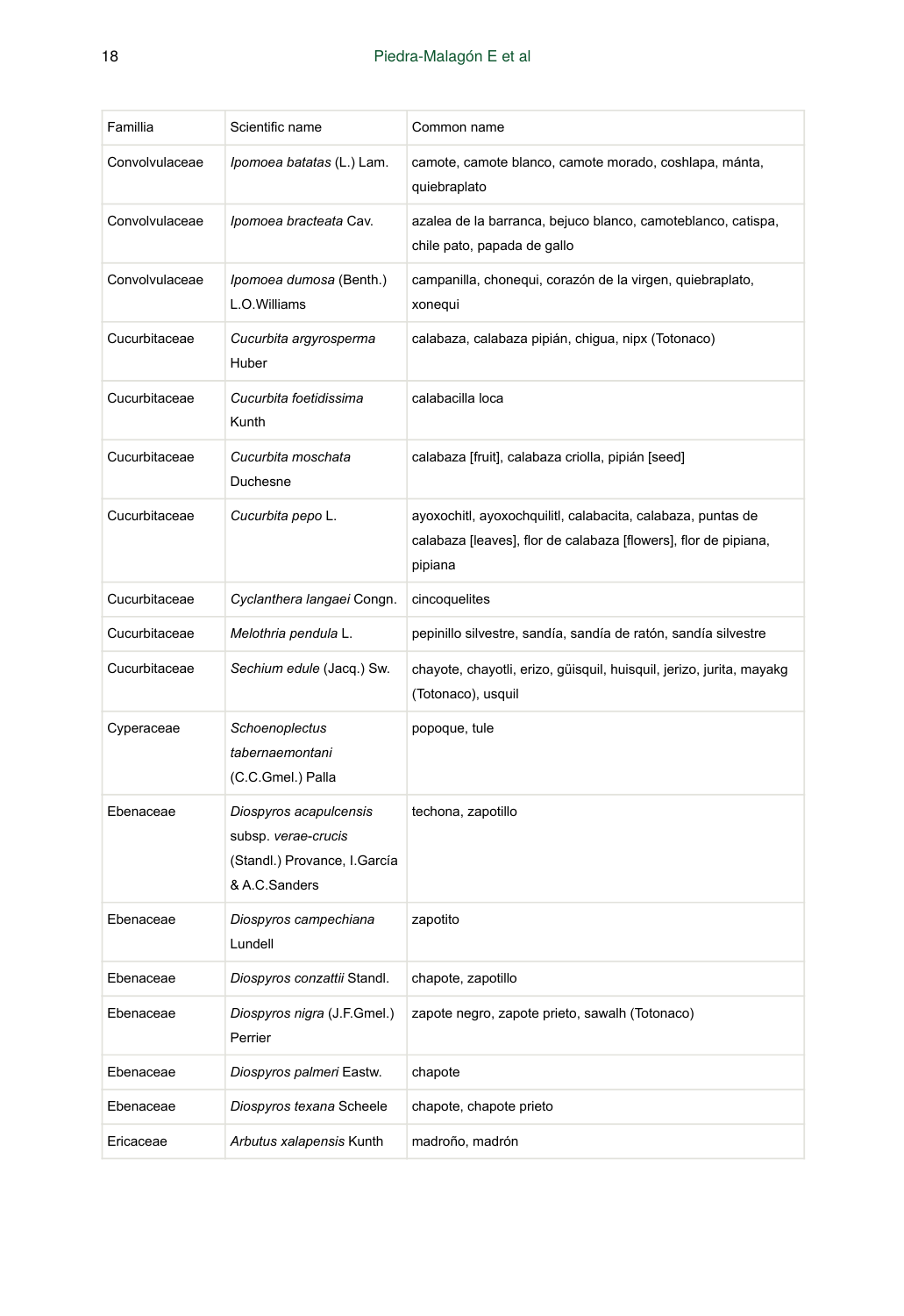| Famillia | Scientific name | Common name |
| --- | --- | --- |
| Convolvulaceae | *Ipomoea batatas* (L.) Lam. | camote, camote blanco, camote morado, coshlapa, mánta, quiebraplato |
| Convolvulaceae | *Ipomoea bracteata* Cav. | azalea de la barranca, bejuco blanco, camoteblanco, catispa, chile pato, papada de gallo |
| Convolvulaceae | *Ipomoea dumosa* (Benth.) L.O.Williams | campanilla, chonequi, corazón de la virgen, quiebraplato, xonequi |
| Cucurbitaceae | *Cucurbita argyrosperma* Huber | calabaza, calabaza pipián, chigua, nipx (Totonaco) |
| Cucurbitaceae | *Cucurbita foetidissima* Kunth | calabacilla loca |
| Cucurbitaceae | *Cucurbita moschata* Duchesne | calabaza [fruit], calabaza criolla, pipián [seed] |
| Cucurbitaceae | *Cucurbita pepo* L. | ayoxochitl, ayoxochquilitl, calabacita, calabaza, puntas de calabaza [leaves], flor de calabaza [flowers], flor de pipiana, pipiana |
| Cucurbitaceae | *Cyclanthera langaei* Congn. | cincoquelites |
| Cucurbitaceae | *Melothria pendula* L. | pepinillo silvestre, sandía, sandía de ratón, sandía silvestre |
| Cucurbitaceae | *Sechium edule* (Jacq.) Sw. | chayote, chayotli, erizo, güisquil, huisquil, jerizo, jurita, mayakg (Totonaco), usquil |
| Cyperaceae | *Schoenoplectus tabernaemontani* (C.C.Gmel.) Palla | popoque, tule |
| Ebenaceae | *Diospyros acapulcensis* subsp. *verae-crucis* (Standl.) Provance, I.García & A.C.Sanders | techona, zapotillo |
| Ebenaceae | *Diospyros campechiana* Lundell | zapotito |
| Ebenaceae | *Diospyros conzattii* Standl. | chapote, zapotillo |
| Ebenaceae | *Diospyros nigra* (J.F.Gmel.) Perrier | zapote negro, zapote prieto, sawalh (Totonaco) |
| Ebenaceae | *Diospyros palmeri* Eastw. | chapote |
| Ebenaceae | *Diospyros texana* Scheele | chapote, chapote prieto |
| Ericaceae | *Arbutus xalapensis* Kunth | madroño, madrón |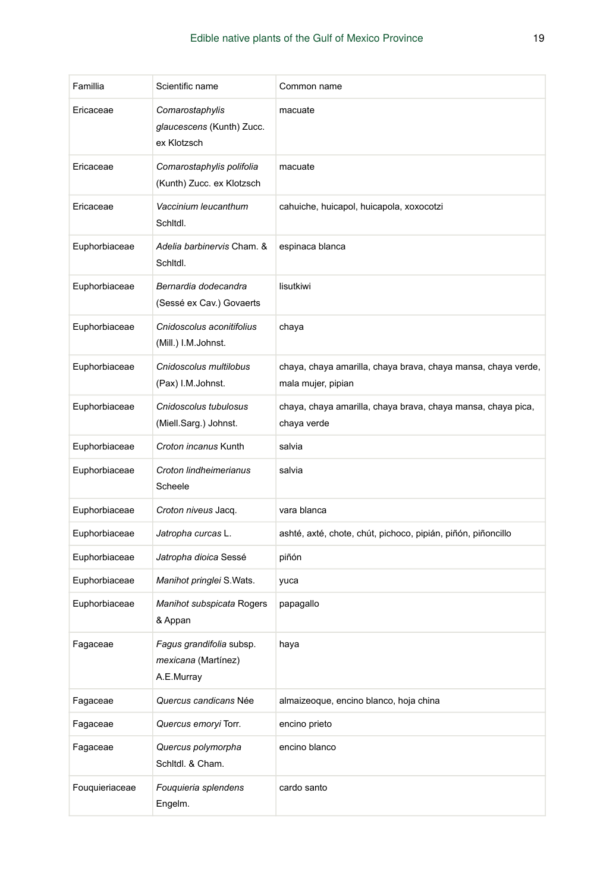| Famillia | Scientific name | Common name |
| --- | --- | --- |
| Ericaceae | *Comarostaphylis glaucescens* (Kunth) Zucc. ex Klotzsch | macuate |
| Ericaceae | *Comarostaphylis polifolia* (Kunth) Zucc. ex Klotzsch | macuate |
| Ericaceae | *Vaccinium leucanthum* Schltdl. | cahuiche, huicapol, huicapola, xoxocotzi |
| Euphorbiaceae | *Adelia barbinervis* Cham. & Schltdl. | espinaca blanca |
| Euphorbiaceae | *Bernardia dodecandra* (Sessé ex Cav.) Govaerts | lisutkiwi |
| Euphorbiaceae | *Cnidoscolus aconitifolius* (Mill.) I.M.Johnst. | chaya |
| Euphorbiaceae | *Cnidoscolus multilobus* (Pax) I.M.Johnst. | chaya, chaya amarilla, chaya brava, chaya mansa, chaya verde, mala mujer, pipian |
| Euphorbiaceae | *Cnidoscolus tubulosus* (Miell.Sarg.) Johnst. | chaya, chaya amarilla, chaya brava, chaya mansa, chaya pica, chaya verde |
| Euphorbiaceae | *Croton incanus* Kunth | salvia |
| Euphorbiaceae | *Croton lindheimerianus* Scheele | salvia |
| Euphorbiaceae | *Croton niveus* Jacq. | vara blanca |
| Euphorbiaceae | *Jatropha curcas* L. | ashté, axté, chote, chút, pichoco, pipián, piñón, piñoncillo |
| Euphorbiaceae | *Jatropha dioica* Sessé | piñón |
| Euphorbiaceae | *Manihot pringlei* S.Wats. | yuca |
| Euphorbiaceae | *Manihot subspicata* Rogers & Appan | papagallo |
| Fagaceae | *Fagus grandifolia* subsp. *mexicana* (Martínez) A.E.Murray | haya |
| Fagaceae | *Quercus candicans* Née | almaizeoque, encino blanco, hoja china |
| Fagaceae | *Quercus emoryi* Torr. | encino prieto |
| Fagaceae | *Quercus polymorpha* Schltdl. & Cham. | encino blanco |
| Fouquieriaceae | *Fouquieria splendens* Engelm. | cardo santo |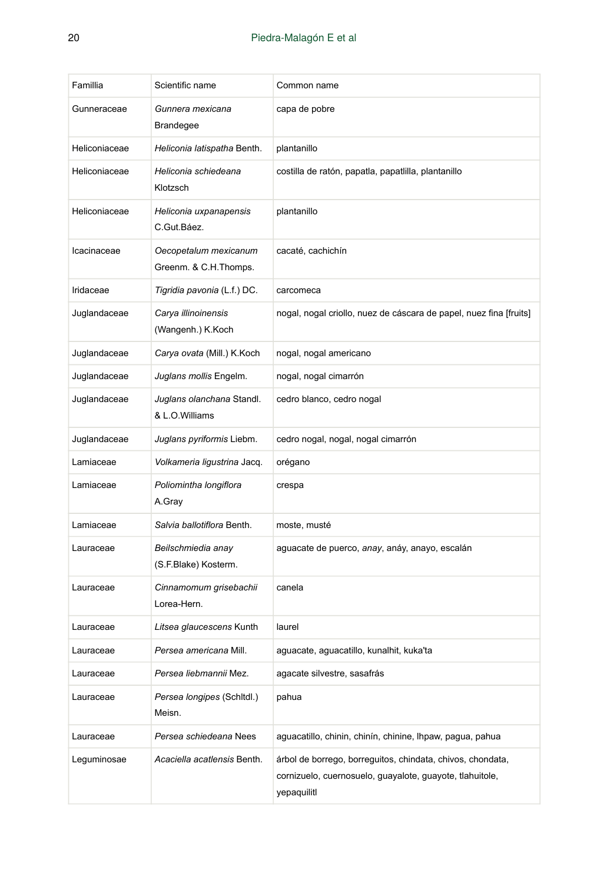| Famillia | Scientific name | Common name |
|---|---|---|
| Gunneraceae | *Gunnera mexicana* Brandegee | capa de pobre |
| Heliconiaceae | *Heliconia latispatha* Benth. | plantanillo |
| Heliconiaceae | *Heliconia schiedeana* Klotzsch | costilla de ratón, papatla, papatlilla, plantanillo |
| Heliconiaceae | *Heliconia uxpanapensis* C.Gut.Báez. | plantanillo |
| Icacinaceae | *Oecopetalum mexicanum* Greenm. & C.H.Thomps. | cacaté, cachichín |
| Iridaceae | *Tigridia pavonia* (L.f.) DC. | carcomeca |
| Juglandaceae | *Carya illinoinensis* (Wangenh.) K.Koch | nogal, nogal criollo, nuez de cáscara de papel, nuez fina [fruits] |
| Juglandaceae | *Carya ovata* (Mill.) K.Koch | nogal, nogal americano |
| Juglandaceae | *Juglans mollis* Engelm. | nogal, nogal cimarrón |
| Juglandaceae | *Juglans olanchana* Standl. & L.O.Williams | cedro blanco, cedro nogal |
| Juglandaceae | *Juglans pyriformis* Liebm. | cedro nogal, nogal, nogal cimarrón |
| Lamiaceae | *Volkameria ligustrina* Jacq. | orégano |
| Lamiaceae | *Poliomintha longiflora* A.Gray | crespa |
| Lamiaceae | *Salvia ballotiflora* Benth. | moste, musté |
| Lauraceae | *Beilschmiedia anay* (S.F.Blake) Kosterm. | aguacate de puerco, *anay*, anáy, anayo, escalán |
| Lauraceae | *Cinnamomum grisebachii* Lorea-Hern. | canela |
| Lauraceae | *Litsea glaucescens* Kunth | laurel |
| Lauraceae | *Persea americana* Mill. | aguacate, aguacatillo, kunalhit, kuka'ta |
| Lauraceae | *Persea liebmannii* Mez. | agacate silvestre, sasafrás |
| Lauraceae | *Persea longipes* (Schltdl.) Meisn. | pahua |
| Lauraceae | *Persea schiedeana* Nees | aguacatillo, chinin, chinín, chinine, lhpaw, pagua, pahua |
| Leguminosae | *Acaciella acatlensis* Benth. | árbol de borrego, borreguitos, chindata, chivos, chondata, cornizuelo, cuernosuelo, guayalote, guayote, tlahuitole, yepaquilitl |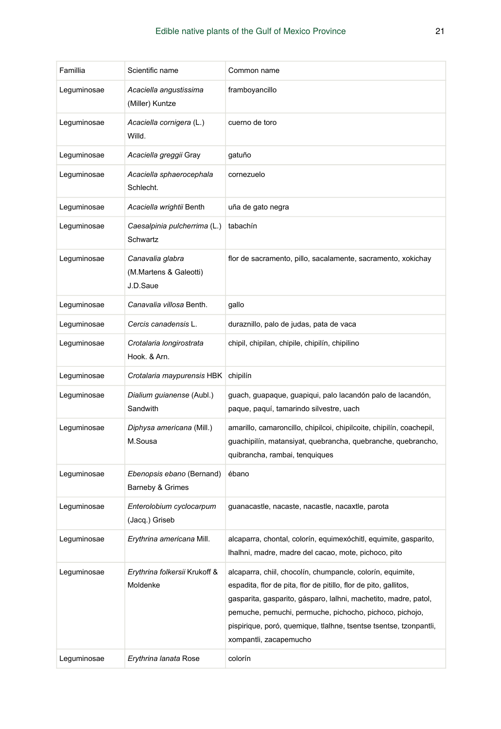| Familia | Scientific name | Common name |
|---|---|---|
| Leguminosae | *Acaciella angustissima* (Miller) Kuntze | framboyancillo |
| Leguminosae | *Acaciella cornigera* (L.) Willd. | cuerno de toro |
| Leguminosae | *Acaciella greggii* Gray | gatuño |
| Leguminosae | *Acaciella sphaerocephala* Schlecht. | cornezuelo |
| Leguminosae | *Acaciella wrightii* Benth | uña de gato negra |
| Leguminosae | *Caesalpinia pulcherrima* (L.) Schwartz | tabachín |
| Leguminosae | *Canavalia glabra* (M.Martens & Galeotti) J.D.Saue | flor de sacramento, pillo, sacalamente, sacramento, xokichay |
| Leguminosae | *Canavalia villosa* Benth. | gallo |
| Leguminosae | *Cercis canadensis* L. | duraznillo, palo de judas, pata de vaca |
| Leguminosae | *Crotalaria longirostrata* Hook. & Arn. | chipil, chipilan, chipile, chipilín, chipilino |
| Leguminosae | *Crotalaria maypurensis* HBK | chipilín |
| Leguminosae | *Dialium guianense* (Aubl.) Sandwith | guach, guapaque, guapiqui, palo lacandón palo de lacandón, paque, paquí, tamarindo silvestre, uach |
| Leguminosae | *Diphysa americana* (Mill.) M.Sousa | amarillo, camaroncillo, chipilcoi, chipilcoite, chipilín, coachepil, guachipilín, matansiyat, quebrancha, quebranche, quebrancho, quibrancha, rambai, tenquiques |
| Leguminosae | *Ebenopsis ebano* (Bernand) Barneby & Grimes | ébano |
| Leguminosae | *Enterolobium cyclocarpum* (Jacq.) Griseb | guanacastle, nacaste, nacastle, nacaxtle, parota |
| Leguminosae | *Erythrina americana* Mill. | alcaparra, chontal, colorín, equimexóchitl, equimite, gasparito, lhalhni, madre, madre del cacao, mote, pichoco, pito |
| Leguminosae | *Erythrina folkersii* Krukoff & Moldenke | alcaparra, chiil, chocolín, chumpancle, colorín, equimite, espadita, flor de pita, flor de pitillo, flor de pito, gallitos, gasparita, gasparito, gásparo, lalhni, machetito, madre, patol, pemuche, pemuchi, permuche, pichocho, pichoco, pichojo, pispirique, poró, quemique, tlalhne, tsentse tsentse, tzonpantli, xompantli, zacapemucho |
| Leguminosae | *Erythrina lanata* Rose | colorín |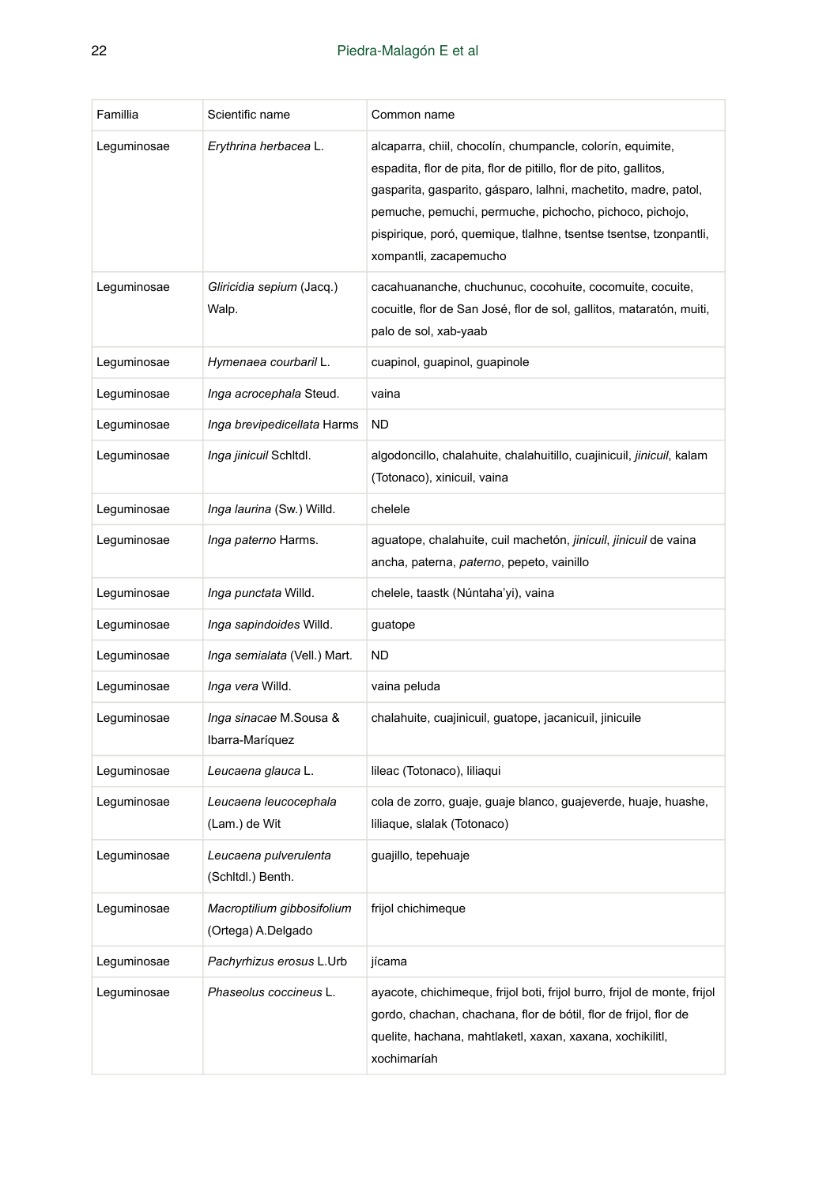| Famillia | Scientific name | Common name |
|---|---|---|
| Leguminosae | *Erythrina herbacea* L. | alcaparra, chiil, chocolín, chumpancle, colorín, equimite, espadita, flor de pita, flor de pitillo, flor de pito, gallitos, gasparita, gasparito, gásparo, lalhni, machetito, madre, patol, pemuche, pemuchi, permuche, pichocho, pichoco, pichojo, pispirique, poró, quemique, tlalhne, tsentse tsentse, tzonpantli, xompantli, zacapemucho |
| Leguminosae | *Gliricidia sepium* (Jacq.) Walp. | cacahuananche, chuchunuc, cocohuite, cocomuite, cocuite, cocuitle, flor de San José, flor de sol, gallitos, mataratón, muiti, palo de sol, xab-yaab |
| Leguminosae | *Hymenaea courbaril* L. | cuapinol, guapinol, guapinole |
| Leguminosae | *Inga acrocephala* Steud. | vaina |
| Leguminosae | *Inga brevipedicellata* Harms | ND |
| Leguminosae | *Inga jinicuil* Schltdl. | algodoncillo, chalahuite, chalahuitillo, cuajinicuil, *jinicuil*, kalam (Totonaco), xinicuil, vaina |
| Leguminosae | *Inga laurina* (Sw.) Willd. | chelele |
| Leguminosae | *Inga paterno* Harms. | aguatope, chalahuite, cuil machetón, *jinicuil*, *jinicuil* de vaina ancha, paterna, *paterno*, pepeto, vainillo |
| Leguminosae | *Inga punctata* Willd. | chelele, taastk (Núntaha'yi), vaina |
| Leguminosae | *Inga sapindoides* Willd. | guatope |
| Leguminosae | *Inga semialata* (Vell.) Mart. | ND |
| Leguminosae | *Inga vera* Willd. | vaina peluda |
| Leguminosae | *Inga sinacae* M.Sousa & Ibarra-Maríquez | chalahuite, cuajinicuil, guatope, jacanicuil, jinicuile |
| Leguminosae | *Leucaena glauca* L. | lileac (Totonaco), liliaqui |
| Leguminosae | *Leucaena leucocephala* (Lam.) de Wit | cola de zorro, guaje, guaje blanco, guajeverde, huaje, huashe, liliaque, slalak (Totonaco) |
| Leguminosae | *Leucaena pulverulenta* (Schltdl.) Benth. | guajillo, tepehuaje |
| Leguminosae | *Macroptilium gibbosifolium* (Ortega) A.Delgado | frijol chichimeque |
| Leguminosae | *Pachyrhizus erosus* L.Urb | jícama |
| Leguminosae | *Phaseolus coccineus* L. | ayacote, chichimeque, frijol boti, frijol burro, frijol de monte, frijol gordo, chachan, chachana, flor de bótil, flor de frijol, flor de quelite, hachana, mahtlaketl, xaxan, xaxana, xochikilitl, xochimaríah |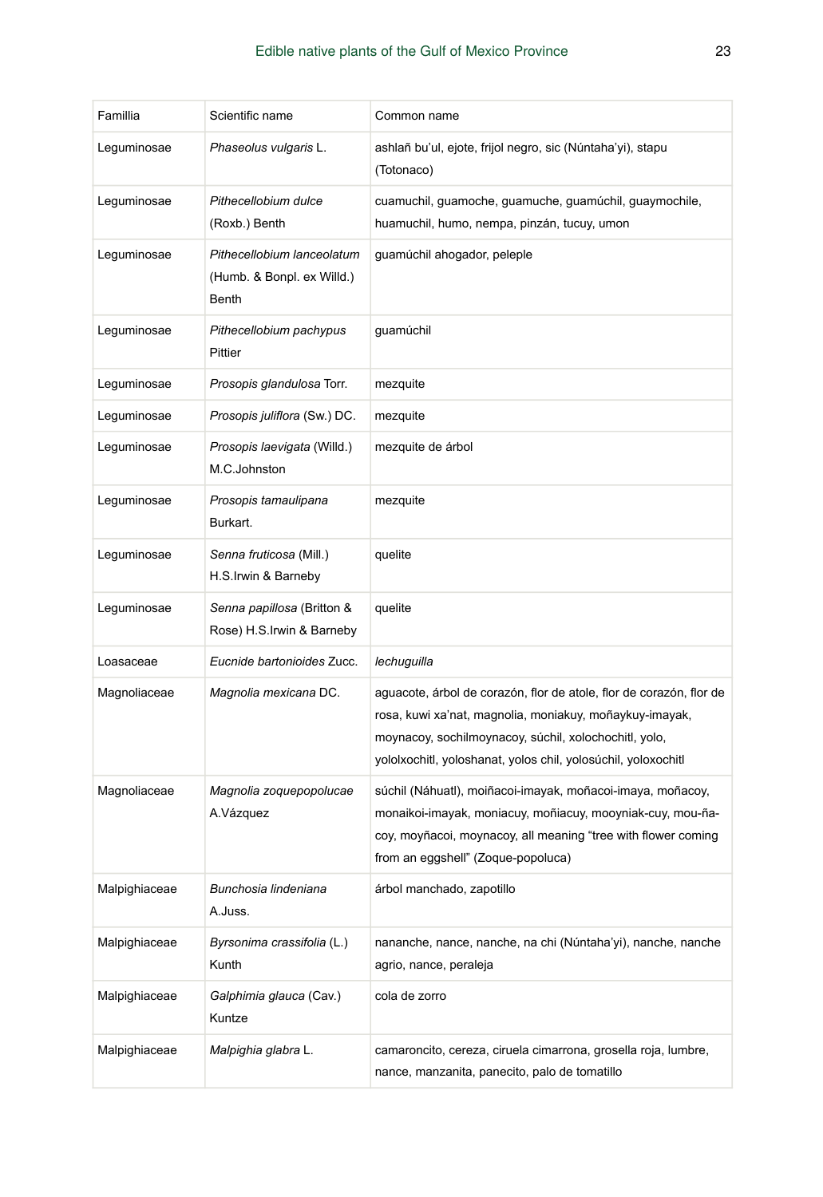| Famillia | Scientific name | Common name |
|---|---|---|
| Leguminosae | *Phaseolus vulgaris* L. | ashlañ bu'ul, ejote, frijol negro, sic (Núntaha'yi), stapu (Totonaco) |
| Leguminosae | *Pithecellobium dulce* (Roxb.) Benth | cuamuchil, guamoche, guamuche, guamúchil, guaymochile, huamuchil, humo, nempa, pinzán, tucuy, umon |
| Leguminosae | *Pithecellobium lanceolatum* (Humb. & Bonpl. ex Willd.) Benth | guamúchil ahogador, peleple |
| Leguminosae | *Pithecellobium pachypus* Pittier | guamúchil |
| Leguminosae | *Prosopis glandulosa* Torr. | mezquite |
| Leguminosae | *Prosopis juliflora* (Sw.) DC. | mezquite |
| Leguminosae | *Prosopis laevigata* (Willd.) M.C.Johnston | mezquite de árbol |
| Leguminosae | *Prosopis tamaulipana* Burkart. | mezquite |
| Leguminosae | *Senna fruticosa* (Mill.) H.S.Irwin & Barneby | quelite |
| Leguminosae | *Senna papillosa* (Britton & Rose) H.S.Irwin & Barneby | quelite |
| Loasaceae | *Eucnide bartonioides* Zucc. | *lechuguilla* |
| Magnoliaceae | *Magnolia mexicana* DC. | aguacote, árbol de corazón, flor de atole, flor de corazón, flor de rosa, kuwi xa'nat, magnolia, moniakuy, moñaykuy-imayak, moynacoy, sochilmoynacoy, súchil, xolochochitl, yolo, yololxochitl, yoloshanat, yolos chil, yolosúchil, yoloxochitl |
| Magnoliaceae | *Magnolia zoquepopolucae* A.Vázquez | súchil (Náhuatl), moiñacoi-imayak, moñacoi-imaya, moñacoy, monaikoi-imayak, moniacuy, moñiacuy, mooyniak-cuy, mou-ña-coy, moyñacoi, moynacoy, all meaning "tree with flower coming from an eggshell" (Zoque-popoluca) |
| Malpighiaceae | *Bunchosia lindeniana* A.Juss. | árbol manchado, zapotillo |
| Malpighiaceae | *Byrsonima crassifolia* (L.) Kunth | nananche, nance, nanche, na chi (Núntaha'yi), nanche, nanche agrio, nance, peraleja |
| Malpighiaceae | *Galphimia glauca* (Cav.) Kuntze | cola de zorro |
| Malpighiaceae | *Malpighia glabra* L. | camaroncito, cereza, ciruela cimarrona, grosella roja, lumbre, nance, manzanita, panecito, palo de tomatillo |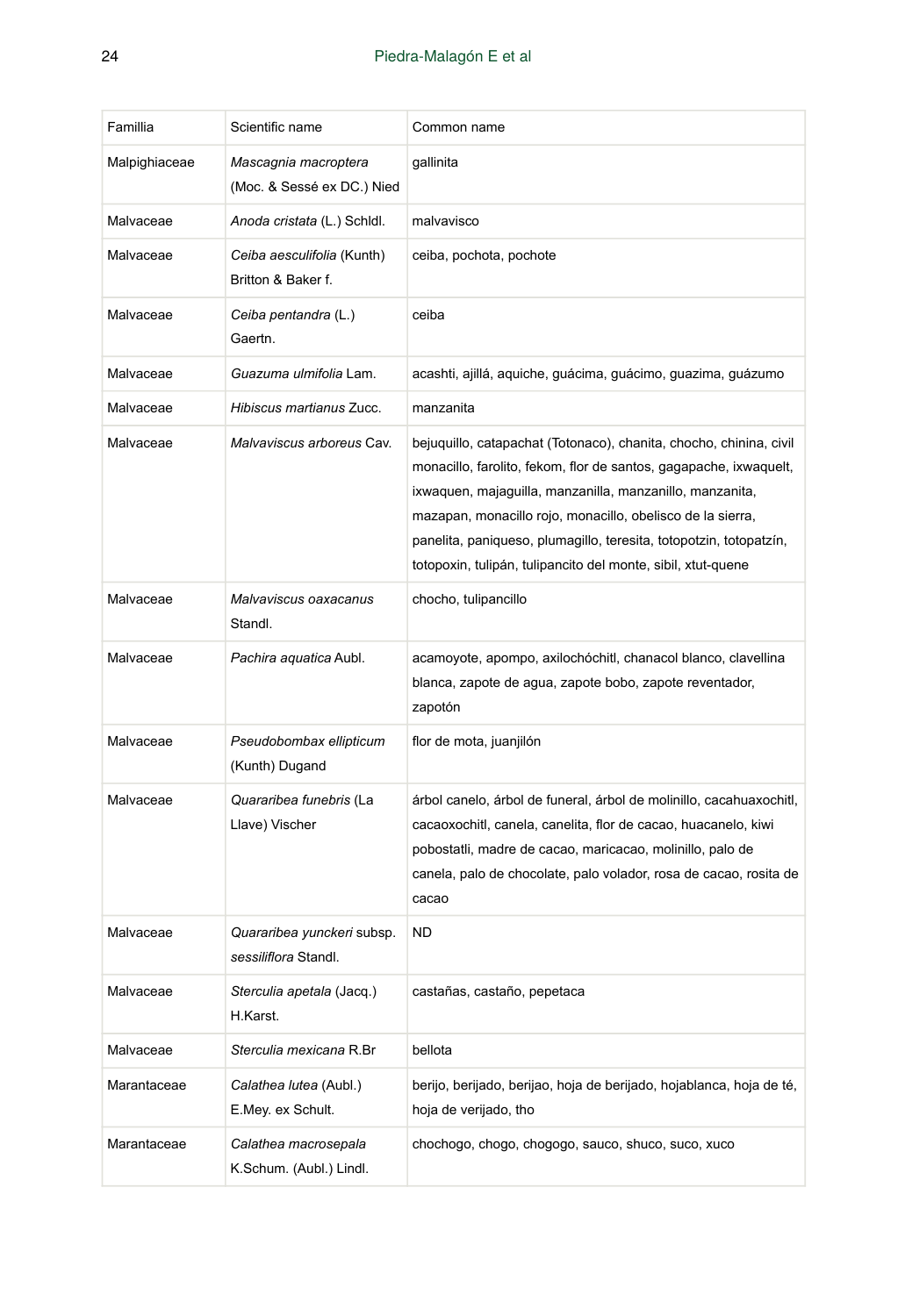| Famillia | Scientific name | Common name |
|---|---|---|
| Malpighiaceae | *Mascagnia macroptera* (Moc. & Sessé ex DC.) Nied | gallinita |
| Malvaceae | *Anoda cristata* (L.) Schldl. | malvavisco |
| Malvaceae | *Ceiba aesculifolia* (Kunth) Britton & Baker f. | ceiba, pochota, pochote |
| Malvaceae | *Ceiba pentandra* (L.) Gaertn. | ceiba |
| Malvaceae | *Guazuma ulmifolia* Lam. | acashti, ajillá, aquiche, guácima, guácimo, guazima, guázumo |
| Malvaceae | *Hibiscus martianus* Zucc. | manzanita |
| Malvaceae | *Malvaviscus arboreus* Cav. | bejuquillo, catapachat (Totonaco), chanita, chocho, chinina, civil monacillo, farolito, fekom, flor de santos, gagapache, ixwaquelt, ixwaquen, majaguilla, manzanilla, manzanillo, manzanita, mazapan, monacillo rojo, monacillo, obelisco de la sierra, panelita, paniqueso, plumagillo, teresita, totopotzin, totopatzín, totopoxin, tulipán, tulipancito del monte, sibil, xtut-quene |
| Malvaceae | *Malvaviscus oaxacanus* Standl. | chocho, tulipancillo |
| Malvaceae | *Pachira aquatica* Aubl. | acamoyote, apompo, axilochóchitl, chanacol blanco, clavellina blanca, zapote de agua, zapote bobo, zapote reventador, zapotón |
| Malvaceae | *Pseudobombax ellipticum* (Kunth) Dugand | flor de mota, juanjilón |
| Malvaceae | *Quararibea funebris* (La Llave) Vischer | árbol canelo, árbol de funeral, árbol de molinillo, cacahuaxochitl, cacaoxochitl, canela, canelita, flor de cacao, huacanelo, kiwi pobostatli, madre de cacao, maricacao, molinillo, palo de canela, palo de chocolate, palo volador, rosa de cacao, rosita de cacao |
| Malvaceae | *Quararibea yunckeri* subsp. *sessiliflora* Standl. | ND |
| Malvaceae | *Sterculia apetala* (Jacq.) H.Karst. | castañas, castaño, pepetaca |
| Malvaceae | *Sterculia mexicana* R.Br | bellota |
| Marantaceae | *Calathea lutea* (Aubl.) E.Mey. ex Schult. | berijo, berijado, berijao, hoja de berijado, hojablanca, hoja de té, hoja de verijado, tho |
| Marantaceae | *Calathea macrosepala* K.Schum. (Aubl.) Lindl. | chochogo, chogo, chogogo, sauco, shuco, suco, xuco |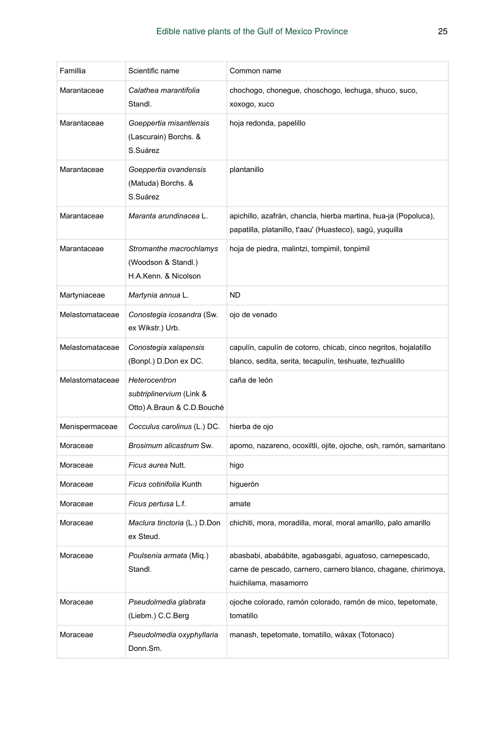| Familia | Scientific name | Common name |
|---|---|---|
| Marantaceae | *Calathea marantifolia* Standl. | chochogo, chonegue, choschogo, lechuga, shuco, suco, xoxogo, xuco |
| Marantaceae | *Goeppertia misantlensis* (Lascurain) Borchs. & S.Suárez | hoja redonda, papelillo |
| Marantaceae | *Goeppertia ovandensis* (Matuda) Borchs. & S.Suárez | plantanillo |
| Marantaceae | *Maranta arundinacea* L. | apichillo, azafrán, chancla, hierba martina, hua-ja (Popoluca), papatilla, platanillo, t'aau' (Huasteco), sagú, yuquilla |
| Marantaceae | *Stromanthe macrochlamys* (Woodson & Standl.) H.A.Kenn. & Nicolson | hoja de piedra, malintzi, tompimil, tonpimil |
| Martyniaceae | *Martynia annua* L. | ND |
| Melastomataceae | *Conostegia icosandra* (Sw. ex Wikstr.) Urb. | ojo de venado |
| Melastomataceae | *Conostegia xalapensis* (Bonpl.) D.Don ex DC. | capulín, capulín de cotorro, chicab, cinco negritos, hojalatillo blanco, sedita, serita, tecapulín, teshuate, tezhualillo |
| Melastomataceae | *Heterocentron subtriplinervium* (Link & Otto) A.Braun & C.D.Bouché | caña de león |
| Menispermaceae | *Cocculus carolinus* (L.) DC. | hierba de ojo |
| Moraceae | *Brosimum alicastrum* Sw. | apomo, nazareno, ocoxiltli, ojite, ojoche, osh, ramón, samaritano |
| Moraceae | *Ficus aurea* Nutt. | higo |
| Moraceae | *Ficus cotinifolia* Kunth | higuerón |
| Moraceae | *Ficus pertusa* L.f. | amate |
| Moraceae | *Maclura tinctoria* (L.) D.Don ex Steud. | chichiti, mora, moradilla, moral, moral amarillo, palo amarillo |
| Moraceae | *Poulsenia armata* (Miq.) Standl. | abasbabi, ababábite, agabasgabi, aguatoso, carnepescado, carne de pescado, carnero, carnero blanco, chagane, chirimoya, huichilama, masamorro |
| Moraceae | *Pseudolmedia glabrata* (Liebm.) C.C.Berg | ojoche colorado, ramón colorado, ramón de mico, tepetomate, tomatillo |
| Moraceae | *Pseudolmedia oxyphyllaria* Donn.Sm. | manash, tepetomate, tomatillo, wáxax (Totonaco) |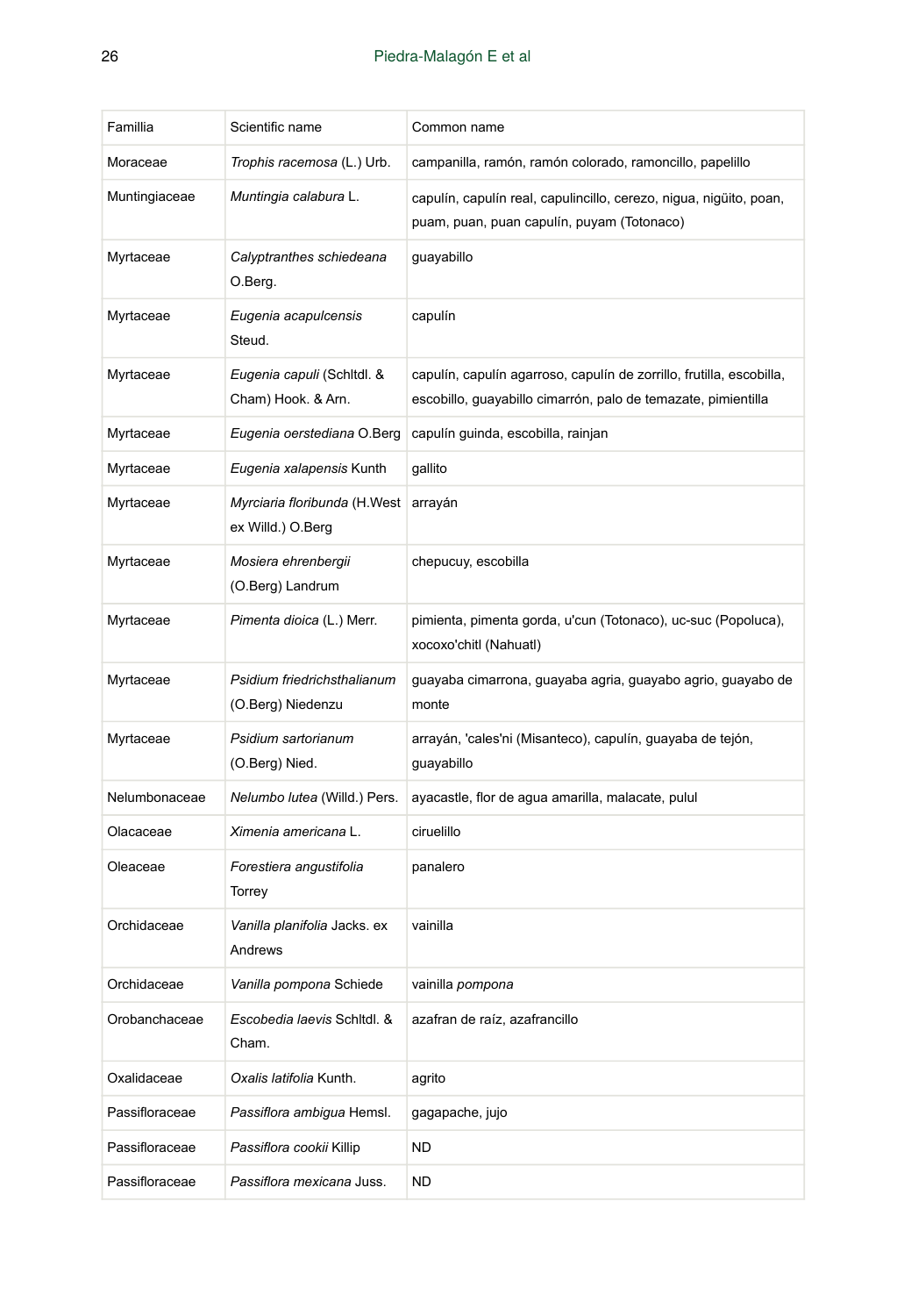| Famillia | Scientific name | Common name |
|---|---|---|
| Moraceae | *Trophis racemosa* (L.) Urb. | campanilla, ramón, ramón colorado, ramoncillo, papelillo |
| Muntingiaceae | *Muntingia calabura* L. | capulín, capulín real, capulincillo, cerezo, nigua, nigüito, poan, puam, puan, puan capulín, puyam (Totonaco) |
| Myrtaceae | *Calyptranthes schiedeana* O.Berg. | guayabillo |
| Myrtaceae | *Eugenia acapulcensis* Steud. | capulín |
| Myrtaceae | *Eugenia capuli* (Schltdl. & Cham) Hook. & Arn. | capulín, capulín agarroso, capulín de zorrillo, frutilla, escobilla, escobillo, guayabillo cimarrón, palo de temazate, pimientilla |
| Myrtaceae | *Eugenia oerstediana* O.Berg | capulín guinda, escobilla, rainjan |
| Myrtaceae | *Eugenia xalapensis* Kunth | gallito |
| Myrtaceae | *Myrciaria floribunda* (H.West ex Willd.) O.Berg | arrayán |
| Myrtaceae | *Mosiera ehrenbergii* (O.Berg) Landrum | chepucuy, escobilla |
| Myrtaceae | *Pimenta dioica* (L.) Merr. | pimienta, pimenta gorda, u'cun (Totonaco), uc-suc (Popoluca), xocoxo'chitl (Nahuatl) |
| Myrtaceae | *Psidium friedrichsthalianum* (O.Berg) Niedenzu | guayaba cimarrona, guayaba agria, guayabo agrio, guayabo de monte |
| Myrtaceae | *Psidium sartorianum* (O.Berg) Nied. | arrayán, 'cales'ni (Misanteco), capulín, guayaba de tejón, guayabillo |
| Nelumbonaceae | *Nelumbo lutea* (Willd.) Pers. | ayacastle, flor de agua amarilla, malacate, pulul |
| Olacaceae | *Ximenia americana* L. | ciruelillo |
| Oleaceae | *Forestiera angustifolia* Torrey | panalero |
| Orchidaceae | *Vanilla planifolia* Jacks. ex Andrews | vainilla |
| Orchidaceae | *Vanilla pompona* Schiede | vainilla *pompona* |
| Orobanchaceae | *Escobedia laevis* Schltdl. & Cham. | azafran de raíz, azafrancillo |
| Oxalidaceae | *Oxalis latifolia* Kunth. | agrito |
| Passifloraceae | *Passiflora ambigua* Hemsl. | gagapache, jujo |
| Passifloraceae | *Passiflora cookii* Killip | ND |
| Passifloraceae | *Passiflora mexicana* Juss. | ND |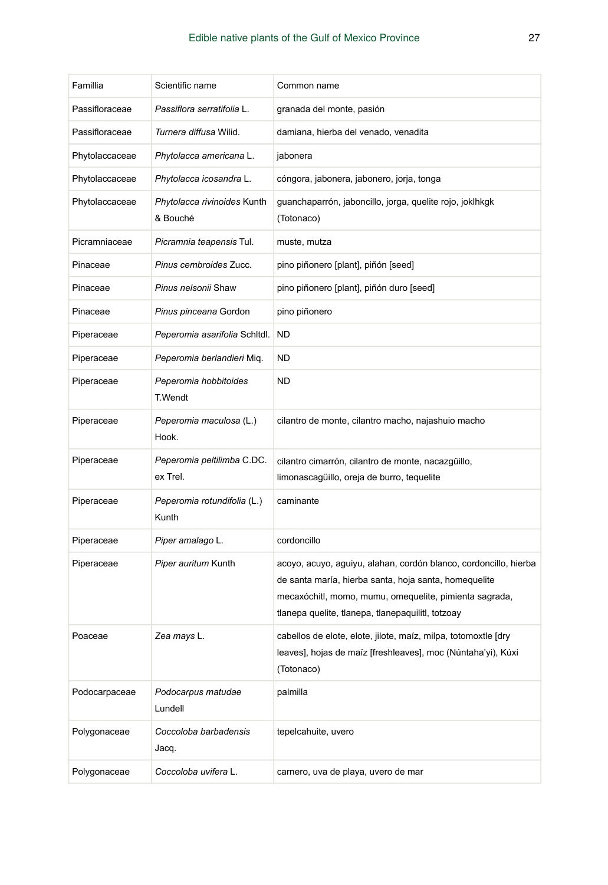| Famillia | Scientific name | Common name |
|---|---|---|
| Passifloraceae | *Passiflora serratifolia* L. | granada del monte, pasión |
| Passifloraceae | *Turnera diffusa* Wilid. | damiana, hierba del venado, venadita |
| Phytolaccaceae | *Phytolacca americana* L. | jabonera |
| Phytolaccaceae | *Phytolacca icosandra* L. | cóngora, jabonera, jabonero, jorja, tonga |
| Phytolaccaceae | *Phytolacca rivinoides* Kunth & Bouché | guanchaparrón, jaboncillo, jorga, quelite rojo, joklhkgk (Totonaco) |
| Picramniaceae | *Picramnia teapensis* Tul. | muste, mutza |
| Pinaceae | *Pinus cembroides* Zucc. | pino piñonero [plant], piñón [seed] |
| Pinaceae | *Pinus nelsonii* Shaw | pino piñonero [plant], piñón duro [seed] |
| Pinaceae | *Pinus pinceana* Gordon | pino piñonero |
| Piperaceae | *Peperomia asarifolia* Schltdl. | ND |
| Piperaceae | *Peperomia berlandieri* Miq. | ND |
| Piperaceae | *Peperomia hobbitoides* T.Wendt | ND |
| Piperaceae | *Peperomia maculosa* (L.) Hook. | cilantro de monte, cilantro macho, najashuio macho |
| Piperaceae | *Peperomia peltilimba* C.DC. ex Trel. | cilantro cimarrón, cilantro de monte, nacazgüillo, limonascagüillo, oreja de burro, tequelite |
| Piperaceae | *Peperomia rotundifolia* (L.) Kunth | caminante |
| Piperaceae | *Piper amalago* L. | cordoncillo |
| Piperaceae | *Piper auritum* Kunth | acoyo, acuyo, aguiyu, alahan, cordón blanco, cordoncillo, hierba de santa maría, hierba santa, hoja santa, homequelite mecaxóchitl, momo, mumu, omequelite, pimienta sagrada, tlanepa quelite, tlanepa, tlanepaquilitl, totzoay |
| Poaceae | *Zea mays* L. | cabellos de elote, elote, jilote, maíz, milpa, totomoxtle [dry leaves], hojas de maíz [freshleaves], moc (Núntaha'yi), Kúxi (Totonaco) |
| Podocarpaceae | *Podocarpus matudae* Lundell | palmilla |
| Polygonaceae | *Coccoloba barbadensis* Jacq. | tepelcahuite, uvero |
| Polygonaceae | *Coccoloba uvifera* L. | carnero, uva de playa, uvero de mar |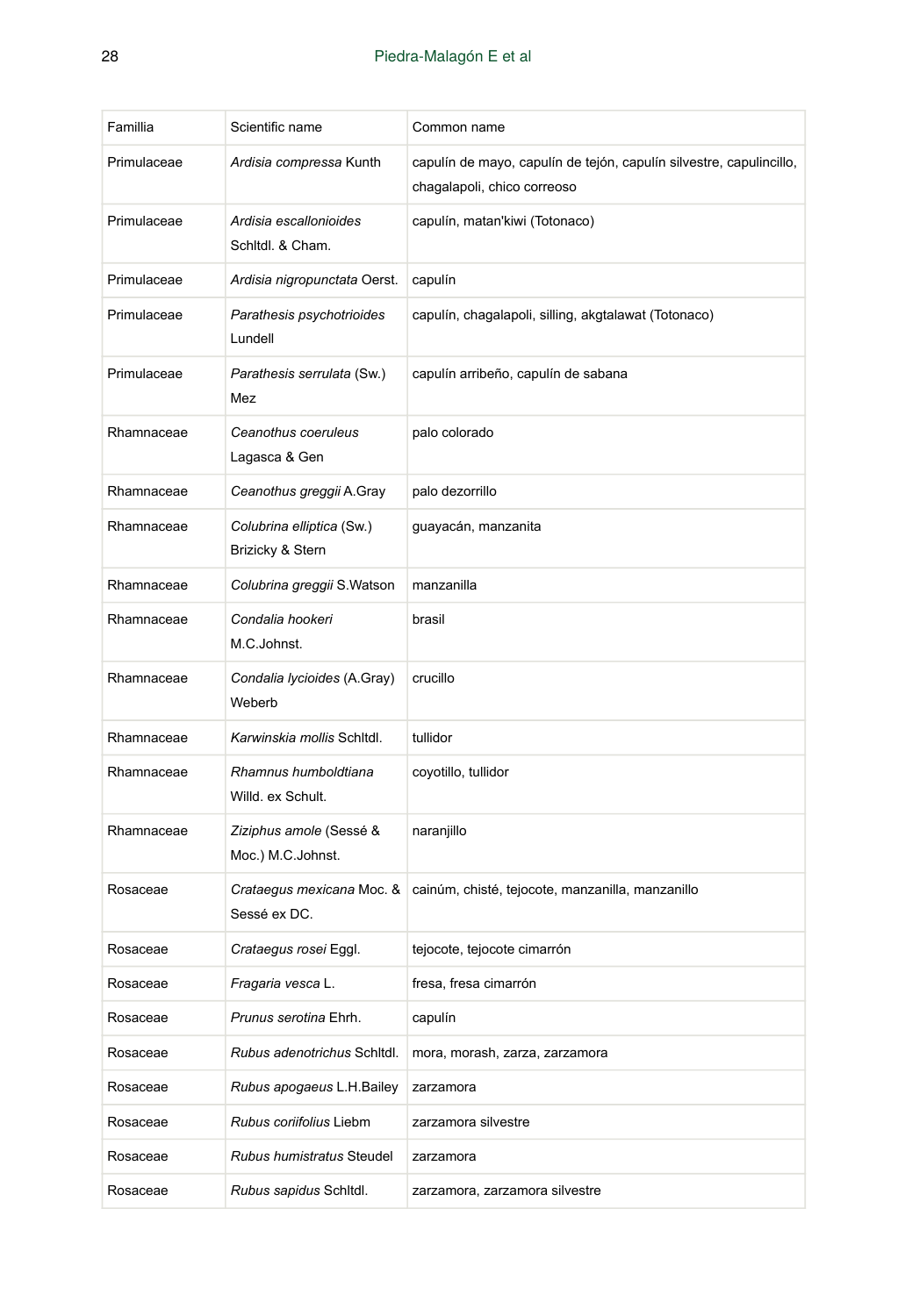| Famillia | Scientific name | Common name |
|---|---|---|
| Primulaceae | *Ardisia compressa* Kunth | capulín de mayo, capulín de tejón, capulín silvestre, capulincillo, chagalapoli, chico correoso |
| Primulaceae | *Ardisia escallonioides* Schltdl. & Cham. | capulín, matan'kiwi (Totonaco) |
| Primulaceae | *Ardisia nigropunctata* Oerst. | capulín |
| Primulaceae | *Parathesis psychotrioides* Lundell | capulín, chagalapoli, silling, akgtalawat (Totonaco) |
| Primulaceae | *Parathesis serrulata* (Sw.) Mez | capulín arribeño, capulín de sabana |
| Rhamnaceae | *Ceanothus coeruleus* Lagasca & Gen | palo colorado |
| Rhamnaceae | *Ceanothus greggii* A.Gray | palo dezorrillo |
| Rhamnaceae | *Colubrina elliptica* (Sw.) Brizicky & Stern | guayacán, manzanita |
| Rhamnaceae | *Colubrina greggii* S.Watson | manzanilla |
| Rhamnaceae | *Condalia hookeri* M.C.Johnst. | brasil |
| Rhamnaceae | *Condalia lycioides* (A.Gray) Weberb | crucillo |
| Rhamnaceae | *Karwinskia mollis* Schltdl. | tullidor |
| Rhamnaceae | *Rhamnus humboldtiana* Willd. ex Schult. | coyotillo, tullidor |
| Rhamnaceae | *Ziziphus amole* (Sessé & Moc.) M.C.Johnst. | naranjillo |
| Rosaceae | *Crataegus mexicana* Moc. & Sessé ex DC. | cainúm, chisté, tejocote, manzanilla, manzanillo |
| Rosaceae | *Crataegus rosei* Eggl. | tejocote, tejocote cimarrón |
| Rosaceae | *Fragaria vesca* L. | fresa, fresa cimarrón |
| Rosaceae | *Prunus serotina* Ehrh. | capulín |
| Rosaceae | *Rubus adenotrichus* Schltdl. | mora, morash, zarza, zarzamora |
| Rosaceae | *Rubus apogaeus* L.H.Bailey | zarzamora |
| Rosaceae | *Rubus coriifolius* Liebm | zarzamora silvestre |
| Rosaceae | *Rubus humistratus* Steudel | zarzamora |
| Rosaceae | *Rubus sapidus* Schltdl. | zarzamora, zarzamora silvestre |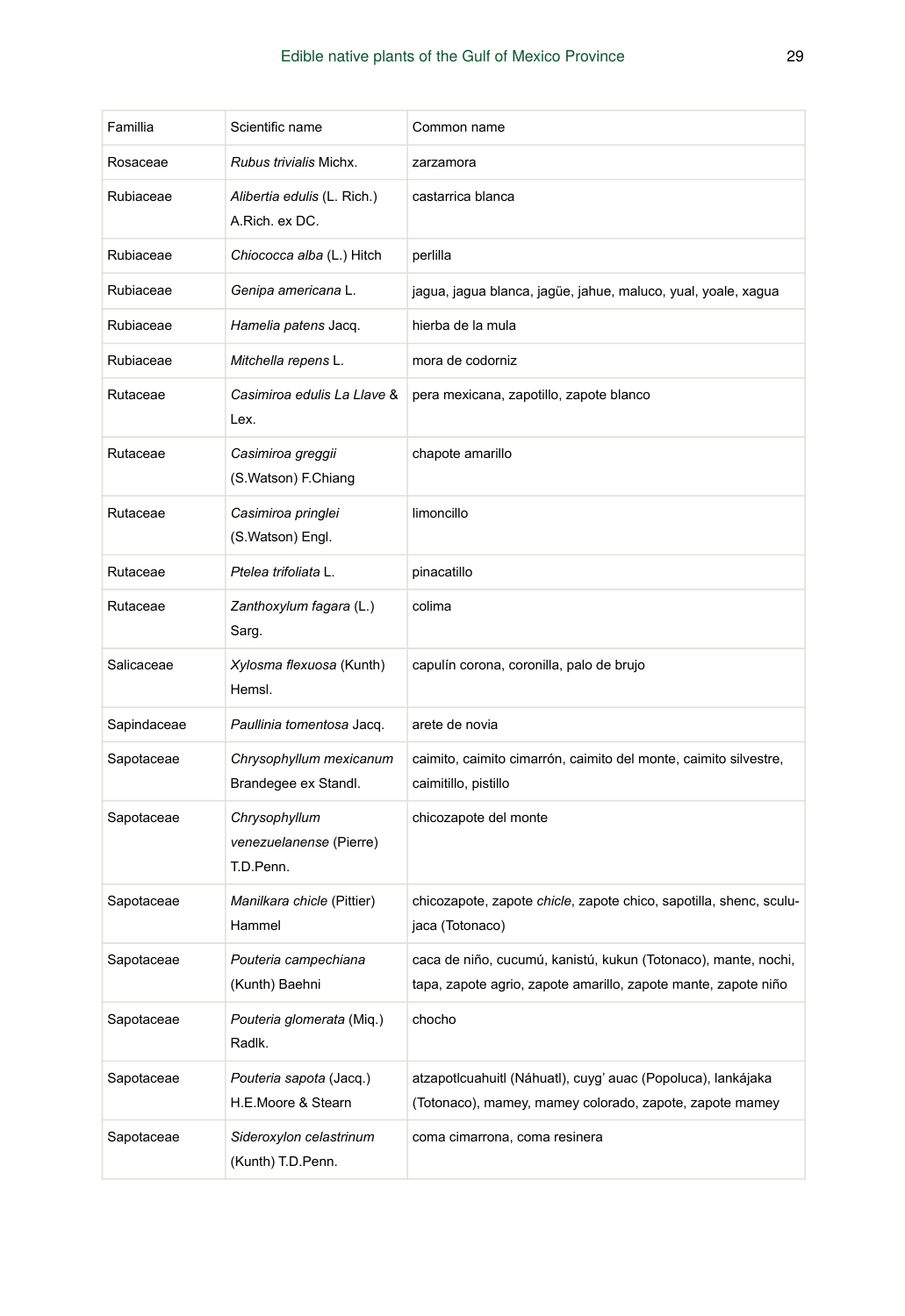| Familia | Scientific name | Common name |
|---|---|---|
| Rosaceae | *Rubus trivialis* Michx. | zarzamora |
| Rubiaceae | *Alibertia edulis* (L. Rich.) A.Rich. ex DC. | castarrica blanca |
| Rubiaceae | *Chiococca alba* (L.) Hitch | perlilla |
| Rubiaceae | *Genipa americana* L. | jagua, jagua blanca, jagüe, jahue, maluco, yual, yoale, xagua |
| Rubiaceae | *Hamelia patens* Jacq. | hierba de la mula |
| Rubiaceae | *Mitchella repens* L. | mora de codorniz |
| Rutaceae | *Casimiroa edulis La Llave* & Lex. | pera mexicana, zapotillo, zapote blanco |
| Rutaceae | *Casimiroa greggii* (S.Watson) F.Chiang | chapote amarillo |
| Rutaceae | *Casimiroa pringlei* (S.Watson) Engl. | limoncillo |
| Rutaceae | *Ptelea trifoliata* L. | pinacatillo |
| Rutaceae | *Zanthoxylum fagara* (L.) Sarg. | colima |
| Salicaceae | *Xylosma flexuosa* (Kunth) Hemsl. | capulín corona, coronilla, palo de brujo |
| Sapindaceae | *Paullinia tomentosa* Jacq. | arete de novia |
| Sapotaceae | *Chrysophyllum mexicanum* Brandegee ex Standl. | caimito, caimito cimarrón, caimito del monte, caimito silvestre, caimitillo, pistillo |
| Sapotaceae | *Chrysophyllum venezuelanense* (Pierre) T.D.Penn. | chicozapote del monte |
| Sapotaceae | *Manilkara chicle* (Pittier) Hammel | chicozapote, zapote *chicle*, zapote chico, sapotilla, shenc, sculu-jaca (Totonaco) |
| Sapotaceae | *Pouteria campechiana* (Kunth) Baehni | caca de niño, cucumú, kanistú, kukun (Totonaco), mante, nochi, tapa, zapote agrio, zapote amarillo, zapote mante, zapote niño |
| Sapotaceae | *Pouteria glomerata* (Miq.) Radlk. | chocho |
| Sapotaceae | *Pouteria sapota* (Jacq.) H.E.Moore & Stearn | atzapotlcuahuitl (Náhuatl), cuyg' auac (Popoluca), lankájaka (Totonaco), mamey, mamey colorado, zapote, zapote mamey |
| Sapotaceae | *Sideroxylon celastrinum* (Kunth) T.D.Penn. | coma cimarrona, coma resinera |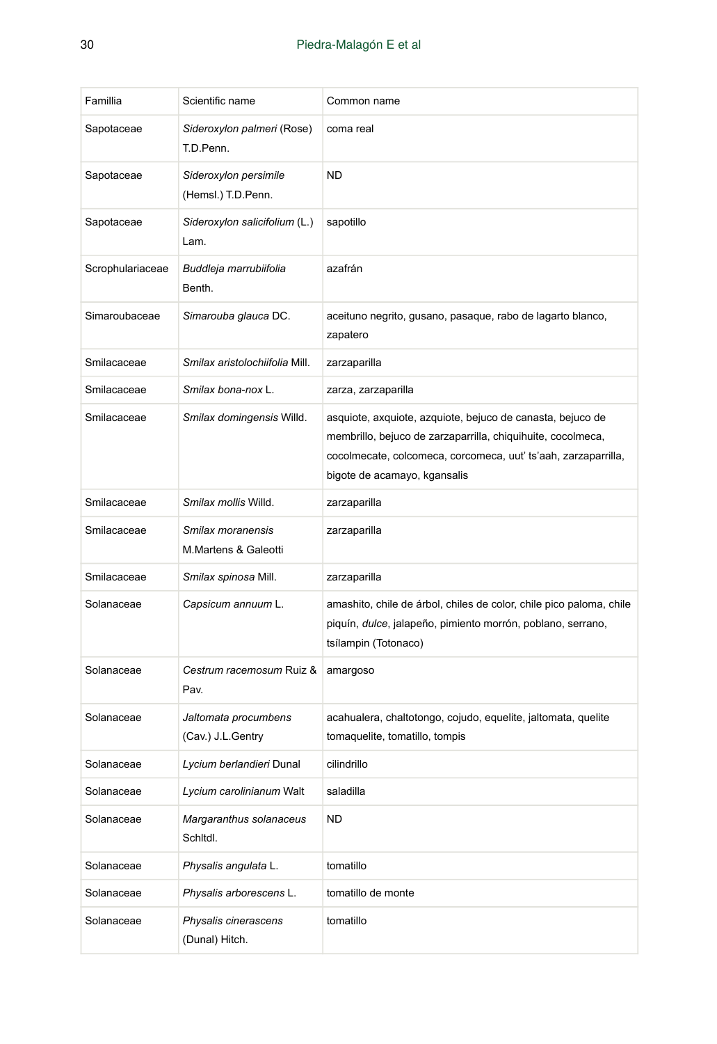| Famillia | Scientific name | Common name |
| --- | --- | --- |
| Sapotaceae | *Sideroxylon palmeri* (Rose) T.D.Penn. | coma real |
| Sapotaceae | *Sideroxylon persimile* (Hemsl.) T.D.Penn. | ND |
| Sapotaceae | *Sideroxylon salicifolium* (L.) Lam. | sapotillo |
| Scrophulariaceae | *Buddleja marrubiifolia* Benth. | azafrán |
| Simaroubaceae | *Simarouba glauca* DC. | aceituno negrito, gusano, pasaque, rabo de lagarto blanco, zapatero |
| Smilacaceae | *Smilax aristolochiifolia* Mill. | zarzaparilla |
| Smilacaceae | *Smilax bona-nox* L. | zarza, zarzaparilla |
| Smilacaceae | *Smilax domingensis* Willd. | asquiote, axquiote, azquiote, bejuco de canasta, bejuco de membrillo, bejuco de zarzaparrilla, chiquihuite, cocolmeca, cocolmecate, colcomeca, corcomeca, uut' ts'aah, zarzaparrilla, bigote de acamayo, kgansalis |
| Smilacaceae | *Smilax mollis* Willd. | zarzaparilla |
| Smilacaceae | *Smilax moranensis* M.Martens & Galeotti | zarzaparilla |
| Smilacaceae | *Smilax spinosa* Mill. | zarzaparilla |
| Solanaceae | *Capsicum annuum* L. | amashito, chile de árbol, chiles de color, chile pico paloma, chile piquín, *dulce*, jalapeño, pimiento morrón, poblano, serrano, tsílampin (Totonaco) |
| Solanaceae | *Cestrum racemosum* Ruiz & Pav. | amargoso |
| Solanaceae | *Jaltomata procumbens* (Cav.) J.L.Gentry | acahualera, chaltotongo, cojudo, equelite, jaltomata, quelite tomaquelite, tomatillo, tompis |
| Solanaceae | *Lycium berlandieri* Dunal | cilindrillo |
| Solanaceae | *Lycium carolinianum* Walt | saladilla |
| Solanaceae | *Margaranthus solanaceus* Schltdl. | ND |
| Solanaceae | *Physalis angulata* L. | tomatillo |
| Solanaceae | *Physalis arborescens* L. | tomatillo de monte |
| Solanaceae | *Physalis cinerascens* (Dunal) Hitch. | tomatillo |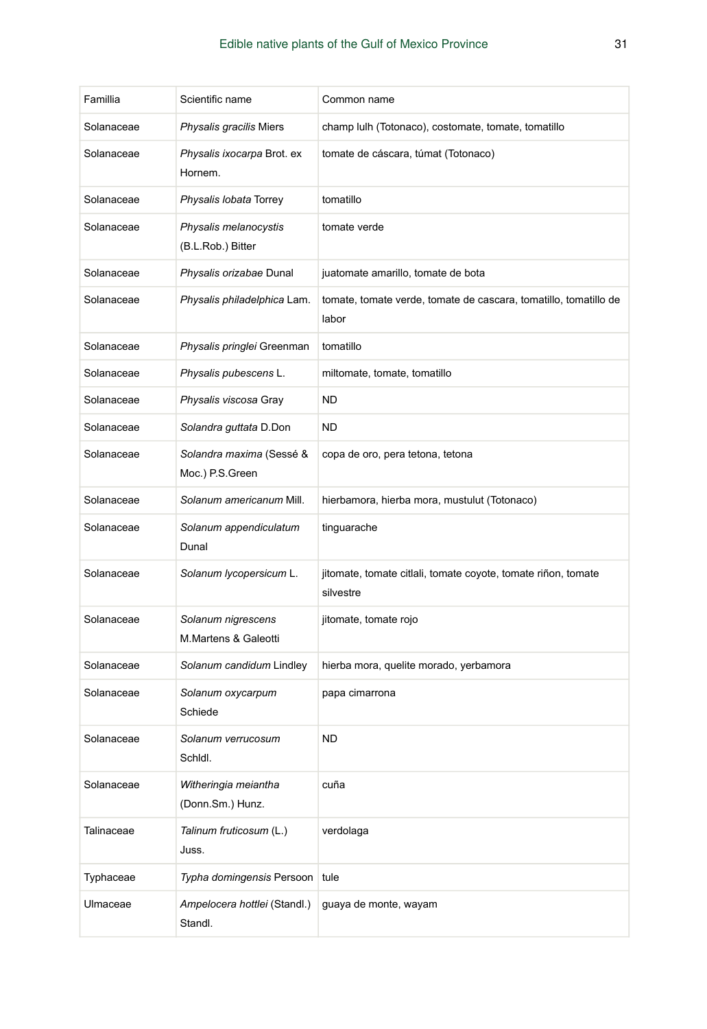| Famillia | Scientific name | Common name |
|---|---|---|
| Solanaceae | *Physalis gracilis* Miers | champ lulh (Totonaco), costomate, tomate, tomatillo |
| Solanaceae | *Physalis ixocarpa* Brot. ex Hornem. | tomate de cáscara, túmat (Totonaco) |
| Solanaceae | *Physalis lobata* Torrey | tomatillo |
| Solanaceae | *Physalis melanocystis* (B.L.Rob.) Bitter | tomate verde |
| Solanaceae | *Physalis orizabae* Dunal | juatomate amarillo, tomate de bota |
| Solanaceae | *Physalis philadelphica* Lam. | tomate, tomate verde, tomate de cascara, tomatillo, tomatillo de labor |
| Solanaceae | *Physalis pringlei* Greenman | tomatillo |
| Solanaceae | *Physalis pubescens* L. | miltomate, tomate, tomatillo |
| Solanaceae | *Physalis viscosa* Gray | ND |
| Solanaceae | *Solandra guttata* D.Don | ND |
| Solanaceae | *Solandra maxima* (Sessé & Moc.) P.S.Green | copa de oro, pera tetona, tetona |
| Solanaceae | *Solanum americanum* Mill. | hierbamora, hierba mora, mustulut (Totonaco) |
| Solanaceae | *Solanum appendiculatum* Dunal | tinguarache |
| Solanaceae | *Solanum lycopersicum* L. | jitomate, tomate citlali, tomate coyote, tomate riñon, tomate silvestre |
| Solanaceae | *Solanum nigrescens* M.Martens & Galeotti | jitomate, tomate rojo |
| Solanaceae | *Solanum candidum* Lindley | hierba mora, quelite morado, yerbamora |
| Solanaceae | *Solanum oxycarpum* Schiede | papa cimarrona |
| Solanaceae | *Solanum verrucosum* Schldl. | ND |
| Solanaceae | *Witheringia meiantha* (Donn.Sm.) Hunz. | cuña |
| Talinaceae | *Talinum fruticosum* (L.) Juss. | verdolaga |
| Typhaceae | *Typha domingensis* Persoon | tule |
| Ulmaceae | *Ampelocera hottlei* (Standl.) Standl. | guaya de monte, wayam |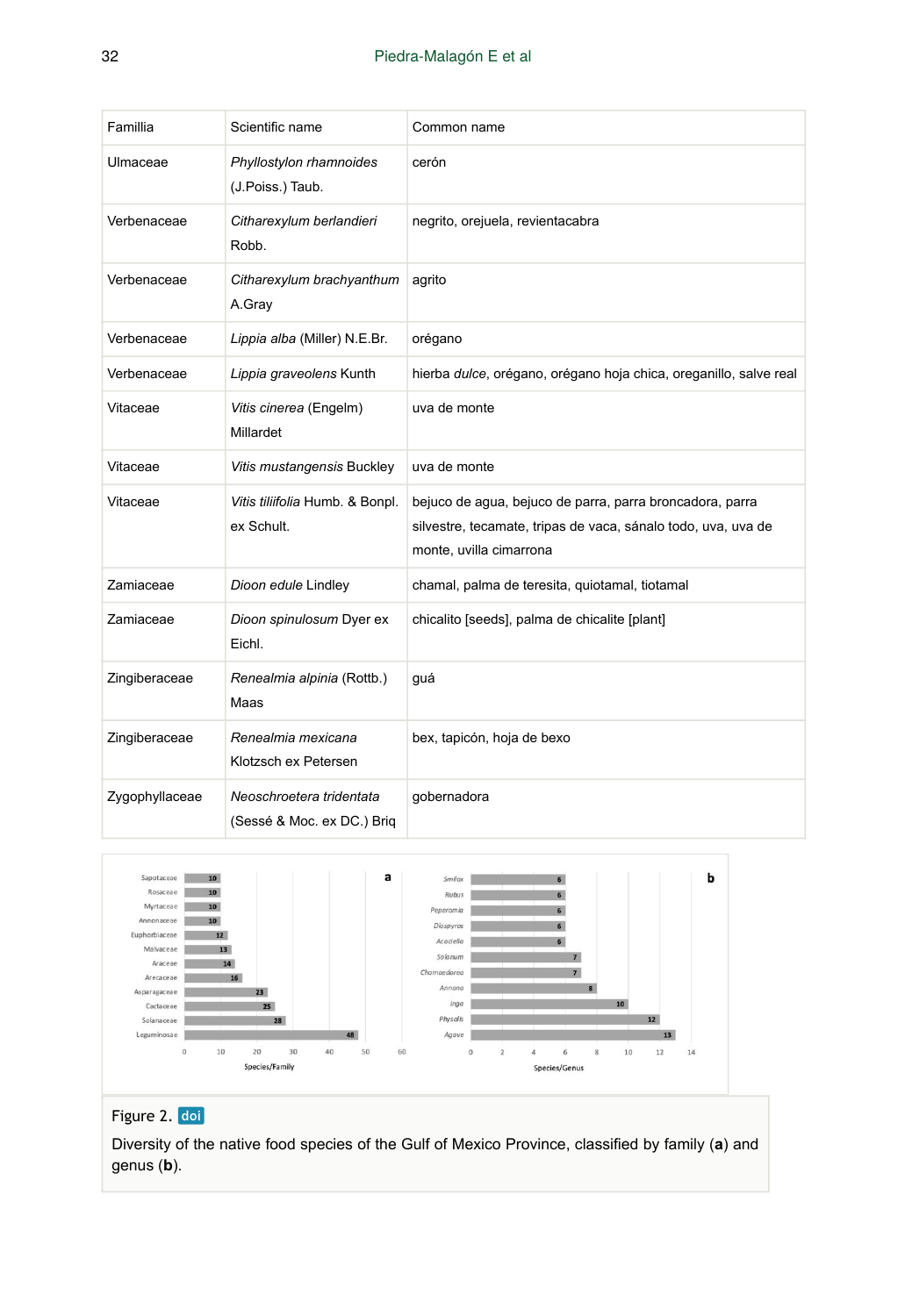| Famillia | Scientific name | Common name |
|---|---|---|
| Ulmaceae | *Phyllostylon rhamnoides* (J.Poiss.) Taub. | cerón |
| Verbenaceae | *Citharexylum berlandieri* Robb. | negrito, orejuela, revientacabra |
| Verbenaceae | *Citharexylum brachyanthum* A.Gray | agrito |
| Verbenaceae | *Lippia alba* (Miller) N.E.Br. | orégano |
| Verbenaceae | *Lippia graveolens* Kunth | hierba *dulce*, orégano, orégano hoja chica, oreganillo, salve real |
| Vitaceae | *Vitis cinerea* (Engelm) Millardet | uva de monte |
| Vitaceae | *Vitis mustangensis* Buckley | uva de monte |
| Vitaceae | *Vitis tiliifolia* Humb. & Bonpl. ex Schult. | bejuco de agua, bejuco de parra, parra broncadora, parra silvestre, tecamate, tripas de vaca, sánalo todo, uva, uva de monte, uvilla cimarrona |
| Zamiaceae | *Dioon edule* Lindley | chamal, palma de teresita, quiotamal, tiotamal |
| Zamiaceae | *Dioon spinulosum* Dyer ex Eichl. | chicalito [seeds], palma de chicalite [plant] |
| Zingiberaceae | *Renealmia alpinia* (Rottb.) Maas | guá |
| Zingiberaceae | *Renealmia mexicana* Klotzsch ex Petersen | bex, tapicón, hoja de bexo |
| Zygophyllaceae | *Neoschroetera tridentata* (Sessé & Moc. ex DC.) Briq | gobernadora |

Figure 2. doi

Diversity of the native food species of the Gulf of Mexico Province, classified by family (**a**) and genus (**b**).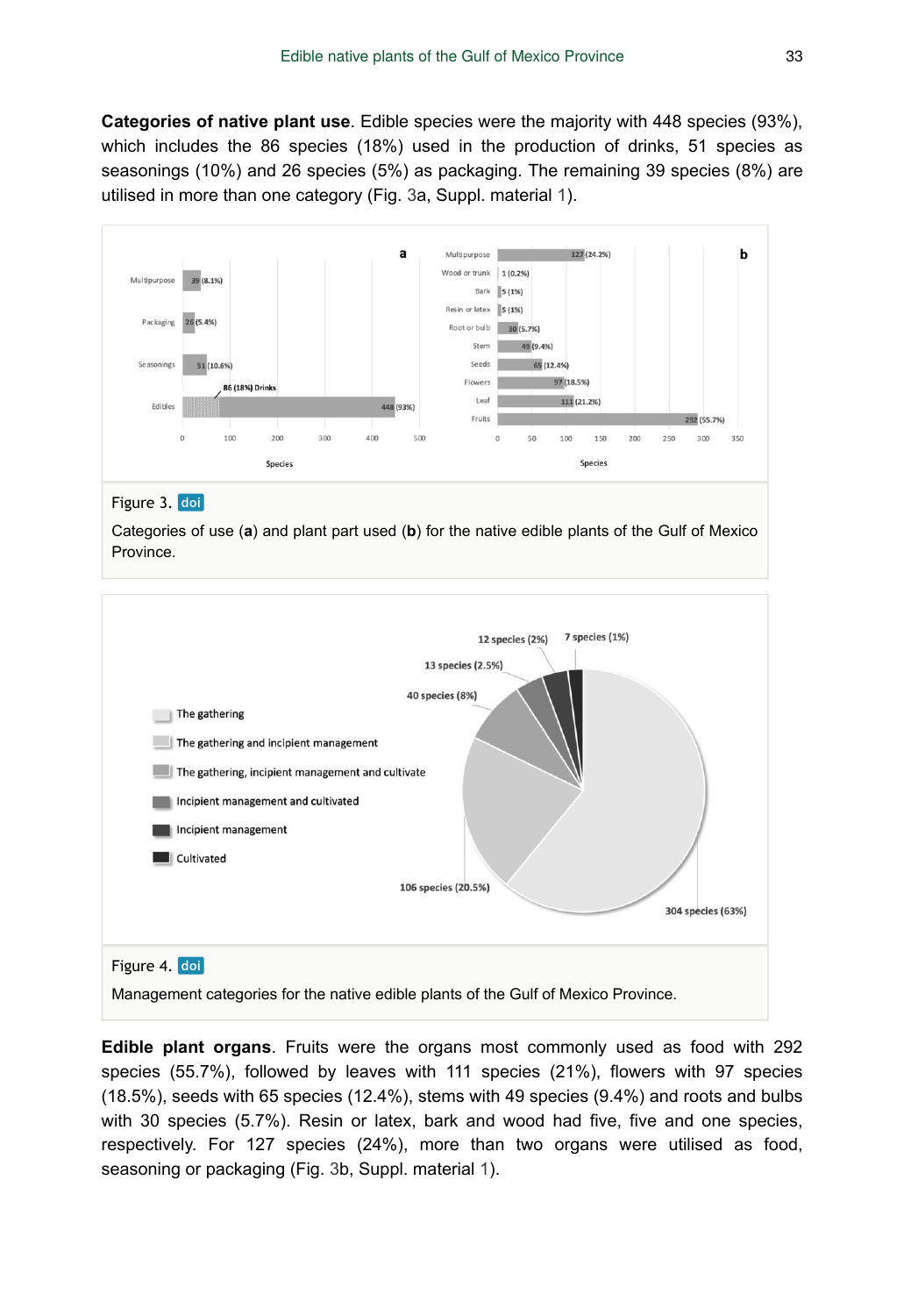**Categories of native plant use**. Edible species were the majority with 448 species (93%), which includes the 86 species (18%) used in the production of drinks, 51 species as seasonings (10%) and 26 species (5%) as packaging. The remaining 39 species (8%) are utilised in more than one category (Fig. 3a, Suppl. material 1).

Figure 3. doi

Categories of use (**a**) and plant part used (**b**) for the native edible plants of the Gulf of Mexico Province.

Figure 4. doi

Management categories for the native edible plants of the Gulf of Mexico Province.

**Edible plant organs**. Fruits were the organs most commonly used as food with 292 species (55.7%), followed by leaves with 111 species (21%), flowers with 97 species (18.5%), seeds with 65 species (12.4%), stems with 49 species (9.4%) and roots and bulbs with 30 species (5.7%). Resin or latex, bark and wood had five, five and one species, respectively. For 127 species (24%), more than two organs were utilised as food, seasoning or packaging (Fig. 3b, Suppl. material 1).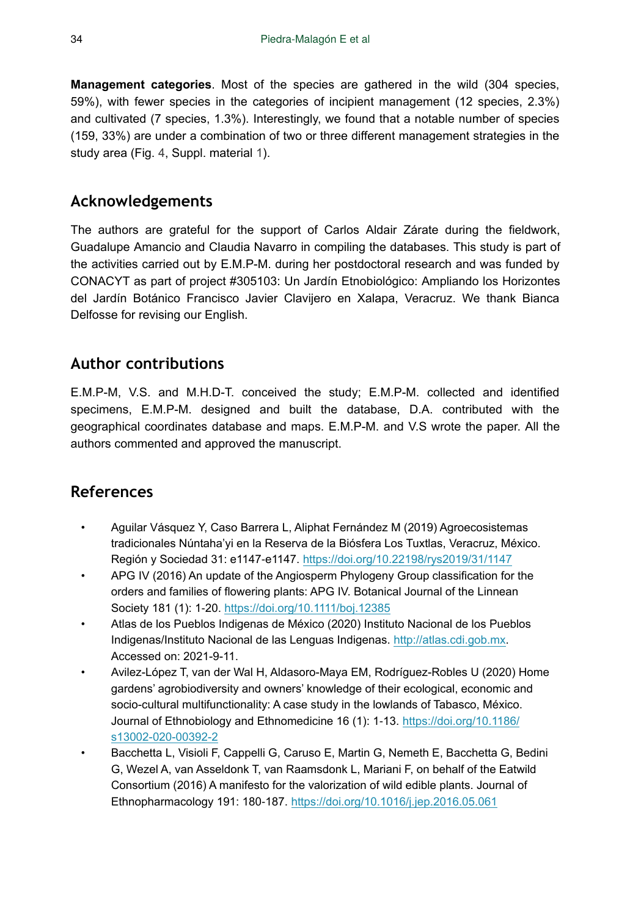**Management categories**. Most of the species are gathered in the wild (304 species, 59%), with fewer species in the categories of incipient management (12 species, 2.3%) and cultivated (7 species, 1.3%). Interestingly, we found that a notable number of species (159, 33%) are under a combination of two or three different management strategies in the study area (Fig. 4, Suppl. material 1).

## Acknowledgements

The authors are grateful for the support of Carlos Aldair Zárate during the fieldwork, Guadalupe Amancio and Claudia Navarro in compiling the databases. This study is part of the activities carried out by E.M.P-M. during her postdoctoral research and was funded by CONACYT as part of project #305103: Un Jardín Etnobiológico: Ampliando los Horizontes del Jardín Botánico Francisco Javier Clavijero en Xalapa, Veracruz. We thank Bianca Delfosse for revising our English.

## Author contributions

E.M.P-M, V.S. and M.H.D-T. conceived the study; E.M.P-M. collected and identified specimens, E.M.P-M. designed and built the database, D.A. contributed with the geographical coordinates database and maps. E.M.P-M. and V.S wrote the paper. All the authors commented and approved the manuscript.

## References

- Aguilar Vásquez Y, Caso Barrera L, Aliphat Fernández M (2019) Agroecosistemas tradicionales Núntaha'yi en la Reserva de la Biósfera Los Tuxtlas, Veracruz, México. Región y Sociedad 31: e1147-e1147. https://doi.org/10.22198/rys2019/31/1147
- APG IV (2016) An update of the Angiosperm Phylogeny Group classification for the orders and families of flowering plants: APG IV. Botanical Journal of the Linnean Society 181 (1): 1-20. https://doi.org/10.1111/boj.12385
- Atlas de los Pueblos Indigenas de México (2020) Instituto Nacional de los Pueblos Indigenas/Instituto Nacional de las Lenguas Indigenas. http://atlas.cdi.gob.mx. Accessed on: 2021-9-11.
- Avilez-López T, van der Wal H, Aldasoro-Maya EM, Rodríguez-Robles U (2020) Home gardens' agrobiodiversity and owners' knowledge of their ecological, economic and socio-cultural multifunctionality: A case study in the lowlands of Tabasco, México. Journal of Ethnobiology and Ethnomedicine 16 (1): 1-13. https://doi.org/10.1186/s13002-020-00392-2
- Bacchetta L, Visioli F, Cappelli G, Caruso E, Martin G, Nemeth E, Bacchetta G, Bedini G, Wezel A, van Asseldonk T, van Raamsdonk L, Mariani F, on behalf of the Eatwild Consortium (2016) A manifesto for the valorization of wild edible plants. Journal of Ethnopharmacology 191: 180-187. https://doi.org/10.1016/j.jep.2016.05.061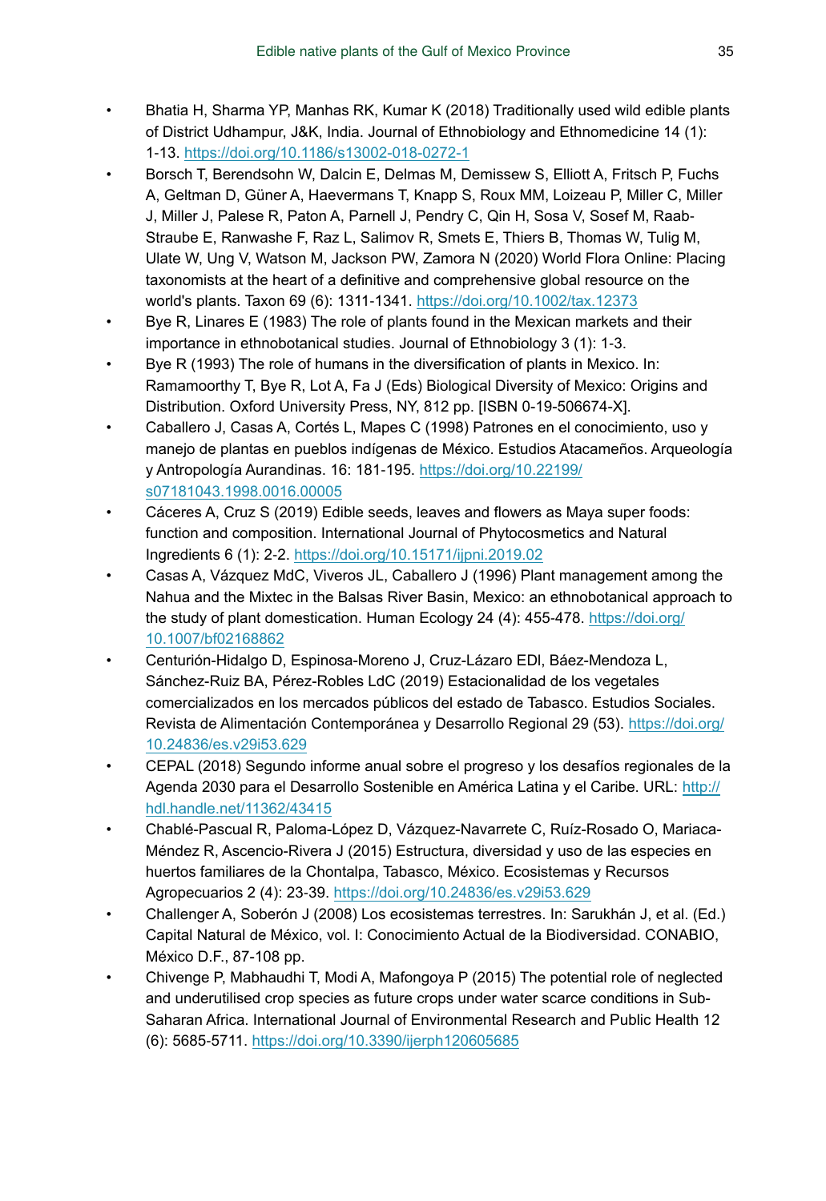- Bhatia H, Sharma YP, Manhas RK, Kumar K (2018) Traditionally used wild edible plants of District Udhampur, J&K, India. Journal of Ethnobiology and Ethnomedicine 14 (1): 1-13. https://doi.org/10.1186/s13002-018-0272-1
- Borsch T, Berendsohn W, Dalcin E, Delmas M, Demissew S, Elliott A, Fritsch P, Fuchs A, Geltman D, Güner A, Haevermans T, Knapp S, Roux MM, Loizeau P, Miller C, Miller J, Miller J, Palese R, Paton A, Parnell J, Pendry C, Qin H, Sosa V, Sosef M, Raab-Straube E, Ranwashe F, Raz L, Salimov R, Smets E, Thiers B, Thomas W, Tulig M, Ulate W, Ung V, Watson M, Jackson PW, Zamora N (2020) World Flora Online: Placing taxonomists at the heart of a definitive and comprehensive global resource on the world's plants. Taxon 69 (6): 1311-1341. https://doi.org/10.1002/tax.12373
- Bye R, Linares E (1983) The role of plants found in the Mexican markets and their importance in ethnobotanical studies. Journal of Ethnobiology 3 (1): 1-3.
- Bye R (1993) The role of humans in the diversification of plants in Mexico. In: Ramamoorthy T, Bye R, Lot A, Fa J (Eds) Biological Diversity of Mexico: Origins and Distribution. Oxford University Press, NY, 812 pp. [ISBN 0-19-506674-X].
- Caballero J, Casas A, Cortés L, Mapes C (1998) Patrones en el conocimiento, uso y manejo de plantas en pueblos indígenas de México. Estudios Atacameños. Arqueología y Antropología Aurandinas. 16: 181-195. https://doi.org/10.22199/s07181043.1998.0016.00005
- Cáceres A, Cruz S (2019) Edible seeds, leaves and flowers as Maya super foods: function and composition. International Journal of Phytocosmetics and Natural Ingredients 6 (1): 2-2. https://doi.org/10.15171/ijpni.2019.02
- Casas A, Vázquez MdC, Viveros JL, Caballero J (1996) Plant management among the Nahua and the Mixtec in the Balsas River Basin, Mexico: an ethnobotanical approach to the study of plant domestication. Human Ecology 24 (4): 455-478. https://doi.org/10.1007/bf02168862
- Centurión-Hidalgo D, Espinosa-Moreno J, Cruz-Lázaro EDl, Báez-Mendoza L, Sánchez-Ruiz BA, Pérez-Robles LdC (2019) Estacionalidad de los vegetales comercializados en los mercados públicos del estado de Tabasco. Estudios Sociales. Revista de Alimentación Contemporánea y Desarrollo Regional 29 (53). https://doi.org/10.24836/es.v29i53.629
- CEPAL (2018) Segundo informe anual sobre el progreso y los desafíos regionales de la Agenda 2030 para el Desarrollo Sostenible en América Latina y el Caribe. URL: http://hdl.handle.net/11362/43415
- Chablé-Pascual R, Paloma-López D, Vázquez-Navarrete C, Ruíz-Rosado O, Mariaca-Méndez R, Ascencio-Rivera J (2015) Estructura, diversidad y uso de las especies en huertos familiares de la Chontalpa, Tabasco, México. Ecosistemas y Recursos Agropecuarios 2 (4): 23-39. https://doi.org/10.24836/es.v29i53.629
- Challenger A, Soberón J (2008) Los ecosistemas terrestres. In: Sarukhán J, et al. (Ed.) Capital Natural de México, vol. I: Conocimiento Actual de la Biodiversidad. CONABIO, México D.F., 87-108 pp.
- Chivenge P, Mabhaudhi T, Modi A, Mafongoya P (2015) The potential role of neglected and underutilised crop species as future crops under water scarce conditions in Sub-Saharan Africa. International Journal of Environmental Research and Public Health 12 (6): 5685-5711. https://doi.org/10.3390/ijerph120605685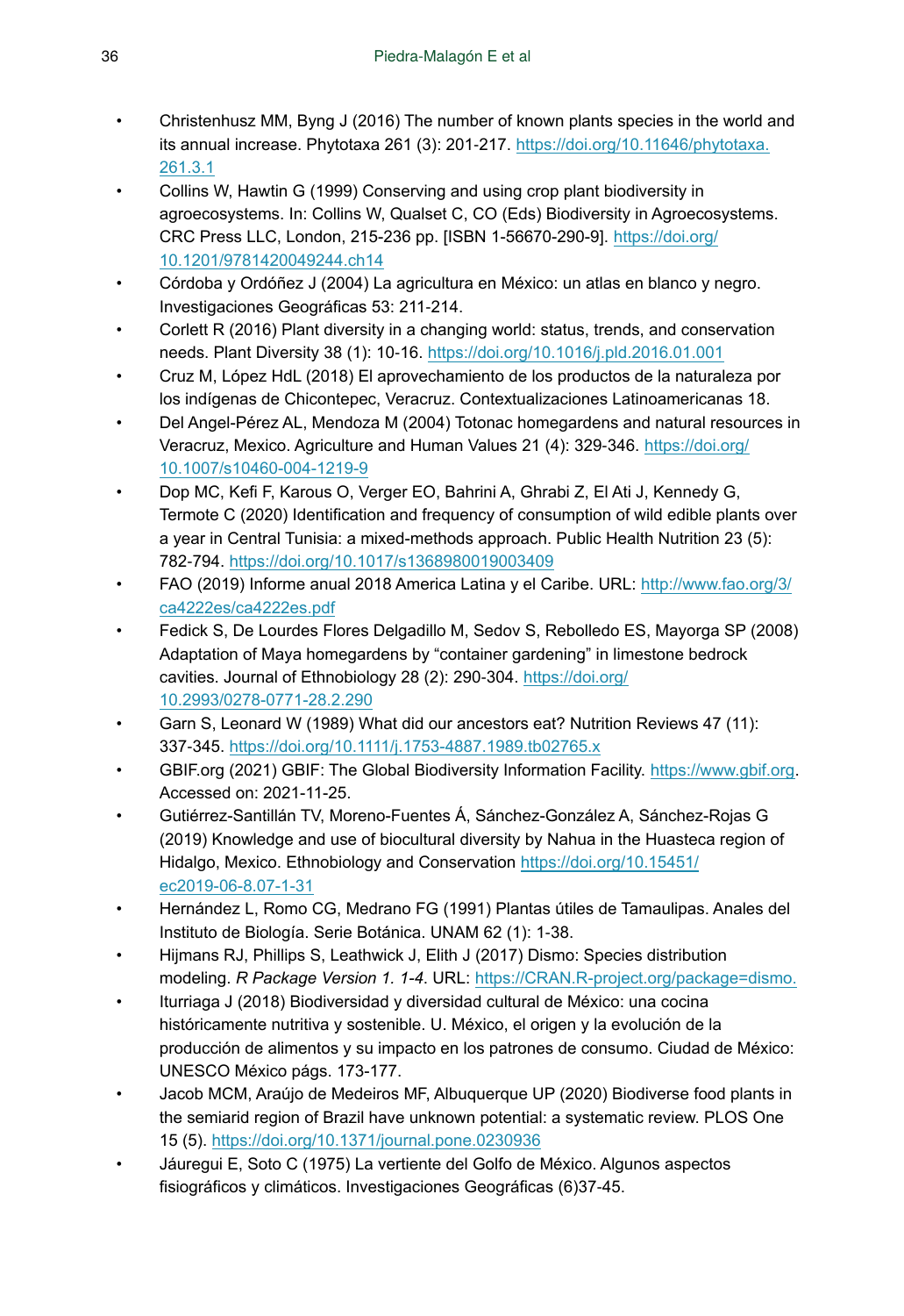- Christenhusz MM, Byng J (2016) The number of known plants species in the world and its annual increase. Phytotaxa 261 (3): 201‑217. https://doi.org/10.11646/phytotaxa.261.3.1
- Collins W, Hawtin G (1999) Conserving and using crop plant biodiversity in agroecosystems. In: Collins W, Qualset C, CO (Eds) Biodiversity in Agroecosystems. CRC Press LLC, London, 215‑236 pp. [ISBN 1-56670-290-9]. https://doi.org/10.1201/9781420049244.ch14
- Córdoba y Ordóñez J (2004) La agricultura en México: un atlas en blanco y negro. Investigaciones Geográficas 53: 211‑214.
- Corlett R (2016) Plant diversity in a changing world: status, trends, and conservation needs. Plant Diversity 38 (1): 10‑16. https://doi.org/10.1016/j.pld.2016.01.001
- Cruz M, López HdL (2018) El aprovechamiento de los productos de la naturaleza por los indígenas de Chicontepec, Veracruz. Contextualizaciones Latinoamericanas 18.
- Del Angel-Pérez AL, Mendoza M (2004) Totonac homegardens and natural resources in Veracruz, Mexico. Agriculture and Human Values 21 (4): 329‑346. https://doi.org/10.1007/s10460-004-1219-9
- Dop MC, Kefi F, Karous O, Verger EO, Bahrini A, Ghrabi Z, El Ati J, Kennedy G, Termote C (2020) Identification and frequency of consumption of wild edible plants over a year in Central Tunisia: a mixed-methods approach. Public Health Nutrition 23 (5): 782‑794. https://doi.org/10.1017/s1368980019003409
- FAO (2019) Informe anual 2018 America Latina y el Caribe. URL: http://www.fao.org/3/ca4222es/ca4222es.pdf
- Fedick S, De Lourdes Flores Delgadillo M, Sedov S, Rebolledo ES, Mayorga SP (2008) Adaptation of Maya homegardens by "container gardening" in limestone bedrock cavities. Journal of Ethnobiology 28 (2): 290‑304. https://doi.org/10.2993/0278-0771-28.2.290
- Garn S, Leonard W (1989) What did our ancestors eat? Nutrition Reviews 47 (11): 337‑345. https://doi.org/10.1111/j.1753-4887.1989.tb02765.x
- GBIF.org (2021) GBIF: The Global Biodiversity Information Facility. https://www.gbif.org. Accessed on: 2021-11-25.
- Gutiérrez-Santillán TV, Moreno-Fuentes Á, Sánchez-González A, Sánchez-Rojas G (2019) Knowledge and use of biocultural diversity by Nahua in the Huasteca region of Hidalgo, Mexico. Ethnobiology and Conservation https://doi.org/10.15451/ec2019-06-8.07-1-31
- Hernández L, Romo CG, Medrano FG (1991) Plantas útiles de Tamaulipas. Anales del Instituto de Biología. Serie Botánica. UNAM 62 (1): 1‑38.
- Hijmans RJ, Phillips S, Leathwick J, Elith J (2017) Dismo: Species distribution modeling. *R Package Version 1. 1-4*. URL: https://CRAN.R-project.org/package=dismo.
- Iturriaga J (2018) Biodiversidad y diversidad cultural de México: una cocina históricamente nutritiva y sostenible. U. México, el origen y la evolución de la producción de alimentos y su impacto en los patrones de consumo. Ciudad de México: UNESCO México págs. 173-177.
- Jacob MCM, Araújo de Medeiros MF, Albuquerque UP (2020) Biodiverse food plants in the semiarid region of Brazil have unknown potential: a systematic review. PLOS One 15 (5). https://doi.org/10.1371/journal.pone.0230936
- Jáuregui E, Soto C (1975) La vertiente del Golfo de México. Algunos aspectos fisiográficos y climáticos. Investigaciones Geográficas (6)37-45.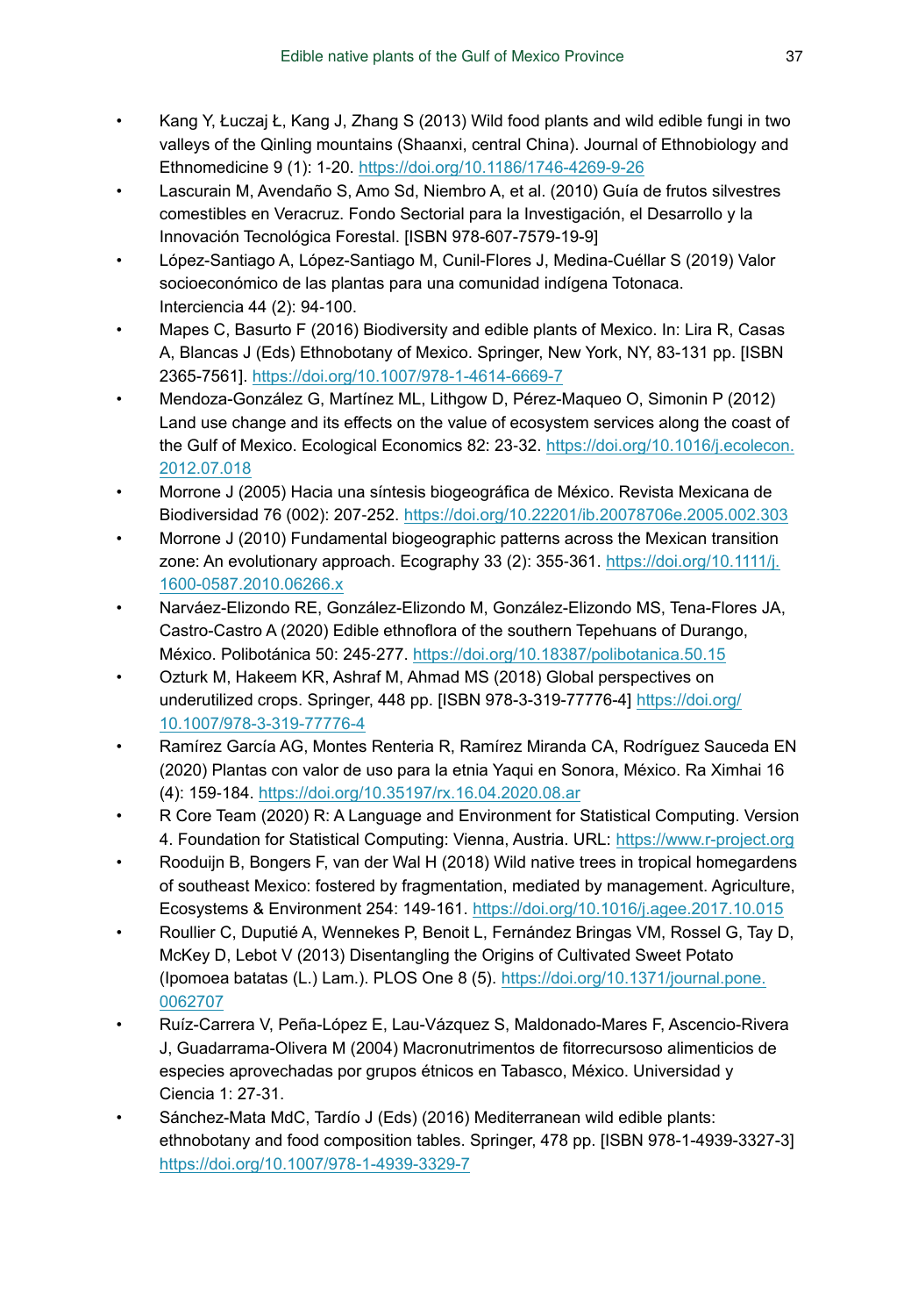- Kang Y, Łuczaj Ł, Kang J, Zhang S (2013) Wild food plants and wild edible fungi in two valleys of the Qinling mountains (Shaanxi, central China). Journal of Ethnobiology and Ethnomedicine 9 (1): 1-20. https://doi.org/10.1186/1746-4269-9-26
- Lascurain M, Avendaño S, Amo Sd, Niembro A, et al. (2010) Guía de frutos silvestres comestibles en Veracruz. Fondo Sectorial para la Investigación, el Desarrollo y la Innovación Tecnológica Forestal. [ISBN 978-607-7579-19-9]
- López-Santiago A, López-Santiago M, Cunil-Flores J, Medina-Cuéllar S (2019) Valor socioeconómico de las plantas para una comunidad indígena Totonaca. Interciencia 44 (2): 94-100.
- Mapes C, Basurto F (2016) Biodiversity and edible plants of Mexico. In: Lira R, Casas A, Blancas J (Eds) Ethnotany of Mexico. Springer, New York, NY, 83-131 pp. [ISBN 2365-7561]. https://doi.org/10.1007/978-1-4614-6669-7
- Mendoza-González G, Martínez ML, Lithgow D, Pérez-Maqueo O, Simonin P (2012) Land use change and its effects on the value of ecosystem services along the coast of the Gulf of Mexico. Ecological Economics 82: 23-32. https://doi.org/10.1016/j.ecolecon.2012.07.018
- Morrone J (2005) Hacia una síntesis biogeográfica de México. Revista Mexicana de Biodiversidad 76 (002): 207-252. https://doi.org/10.22201/ib.20078706e.2005.002.303
- Morrone J (2010) Fundamental biogeographic patterns across the Mexican transition zone: An evolutionary approach. Ecography 33 (2): 355-361. https://doi.org/10.1111/j.1600-0587.2010.06266.x
- Narváez-Elizondo RE, González-Elizondo M, González-Elizondo MS, Tena-Flores JA, Castro-Castro A (2020) Edible ethnoflora of the southern Tepehuans of Durango, México. Polibotánica 50: 245-277. https://doi.org/10.18387/polibotanica.50.15
- Ozturk M, Hakeem KR, Ashraf M, Ahmad MS (2018) Global perspectives on underutilized crops. Springer, 448 pp. [ISBN 978-3-319-77776-4] https://doi.org/10.1007/978-3-319-77776-4
- Ramírez García AG, Montes Renteria R, Ramírez Miranda CA, Rodríguez Sauceda EN (2020) Plantas con valor de uso para la etnia Yaqui en Sonora, México. Ra Ximhai 16 (4): 159-184. https://doi.org/10.35197/rx.16.04.2020.08.ar
- R Core Team (2020) R: A Language and Environment for Statistical Computing. Version 4. Foundation for Statistical Computing: Vienna, Austria. URL: https://www.r-project.org
- Rooduijn B, Bongers F, van der Wal H (2018) Wild native trees in tropical homegardens of southeast Mexico: fostered by fragmentation, mediated by management. Agriculture, Ecosystems & Environment 254: 149-161. https://doi.org/10.1016/j.agee.2017.10.015
- Roullier C, Duputié A, Wennekes P, Benoit L, Fernández Bringas VM, Rossel G, Tay D, McKey D, Lebot V (2013) Disentangling the Origins of Cultivated Sweet Potato (Ipomoea batatas (L.) Lam.). PLOS One 8 (5). https://doi.org/10.1371/journal.pone.0062707
- Ruíz-Carrera V, Peña-López E, Lau-Vázquez S, Maldonado-Mares F, Ascencio-Rivera J, Guadarrama-Olivera M (2004) Macronutrimentos de fitorrecursoso alimenticios de especies aprovechadas por grupos étnicos en Tabasco, México. Universidad y Ciencia 1: 27-31.
- Sánchez-Mata MdC, Tardío J (Eds) (2016) Mediterranean wild edible plants: ethnobotany and food composition tables. Springer, 478 pp. [ISBN 978-1-4939-3327-3] https://doi.org/10.1007/978-1-4939-3329-7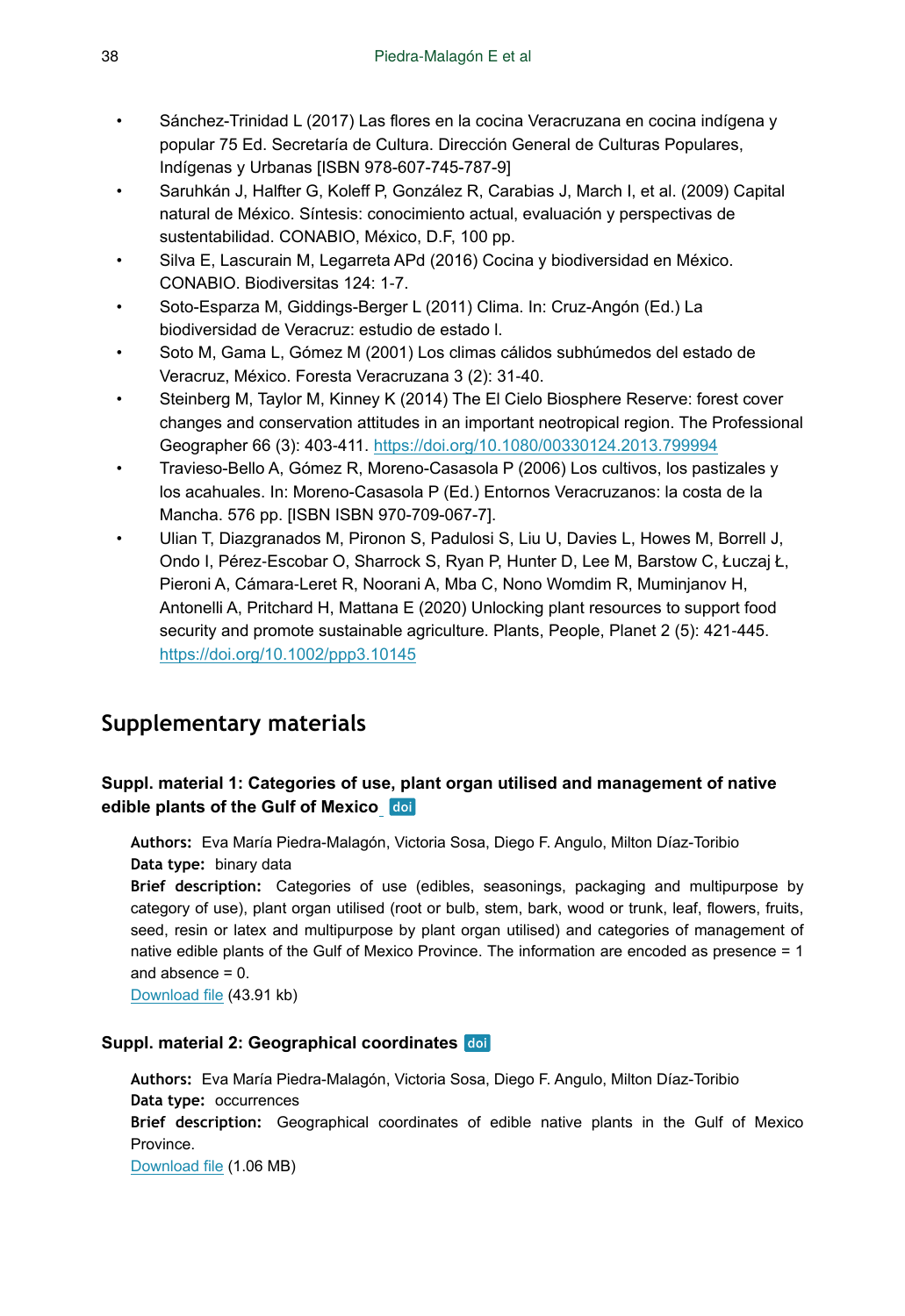- Sánchez-Trinidad L (2017) Las flores en la cocina Veracruzana en cocina indígena y popular 75 Ed. Secretaría de Cultura. Dirección General de Culturas Populares, Indígenas y Urbanas [ISBN 978-607-745-787-9]
- Saruhkán J, Halfter G, Koleff P, González R, Carabias J, March I, et al. (2009) Capital natural de México. Síntesis: conocimiento actual, evaluación y perspectivas de sustentabilidad. CONABIO, México, D.F, 100 pp.
- Silva E, Lascurain M, Legarreta APd (2016) Cocina y biodiversidad en México. CONABIO. Biodiversitas 124: 1-7.
- Soto-Esparza M, Giddings-Berger L (2011) Clima. In: Cruz-Angón (Ed.) La biodiversidad de Veracruz: estudio de estado I.
- Soto M, Gama L, Gómez M (2001) Los climas cálidos subhúmedos del estado de Veracruz, México. Foresta Veracruzana 3 (2): 31-40.
- Steinberg M, Taylor M, Kinney K (2014) The El Cielo Biosphere Reserve: forest cover changes and conservation attitudes in an important neotropical region. The Professional Geographer 66 (3): 403-411. https://doi.org/10.1080/00330124.2013.799994
- Travieso-Bello A, Gómez R, Moreno-Casasola P (2006) Los cultivos, los pastizales y los acahuales. In: Moreno-Casasola P (Ed.) Entornos Veracruzanos: la costa de la Mancha. 576 pp. [ISBN ISBN 970-709-067-7].
- Ulian T, Diazgranados M, Pironon S, Padulosi S, Liu U, Davies L, Howes M, Borrell J, Ondo I, Pérez-Escobar O, Sharrock S, Ryan P, Hunter D, Lee M, Barstow C, Łuczaj Ł, Pieroni A, Cámara-Leret R, Noorani A, Mba C, Nono Womdim R, Muminjanov H, Antonelli A, Pritchard H, Mattana E (2020) Unlocking plant resources to support food security and promote sustainable agriculture. Plants, People, Planet 2 (5): 421-445. https://doi.org/10.1002/ppp3.10145

## Supplementary materials

### Suppl. material 1: Categories of use, plant organ utilised and management of native edible plants of the Gulf of Mexico doi

**Authors:** Eva María Piedra-Malagón, Victoria Sosa, Diego F. Angulo, Milton Díaz-Toribio
**Data type:** binary data
**Brief description:** Categories of use (edibles, seasonings, packaging and multipurpose by category of use), plant organ utilised (root or bulb, stem, bark, wood or trunk, leaf, flowers, fruits, seed, resin or latex and multipurpose by plant organ utilised) and categories of management of native edible plants of the Gulf of Mexico Province. The information are encoded as presence = 1 and absence = 0.
Download file (43.91 kb)

### Suppl. material 2: Geographical coordinates doi

**Authors:** Eva María Piedra-Malagón, Victoria Sosa, Diego F. Angulo, Milton Díaz-Toribio
**Data type:** occurrences
**Brief description:** Geographical coordinates of edible native plants in the Gulf of Mexico Province.
Download file (1.06 MB)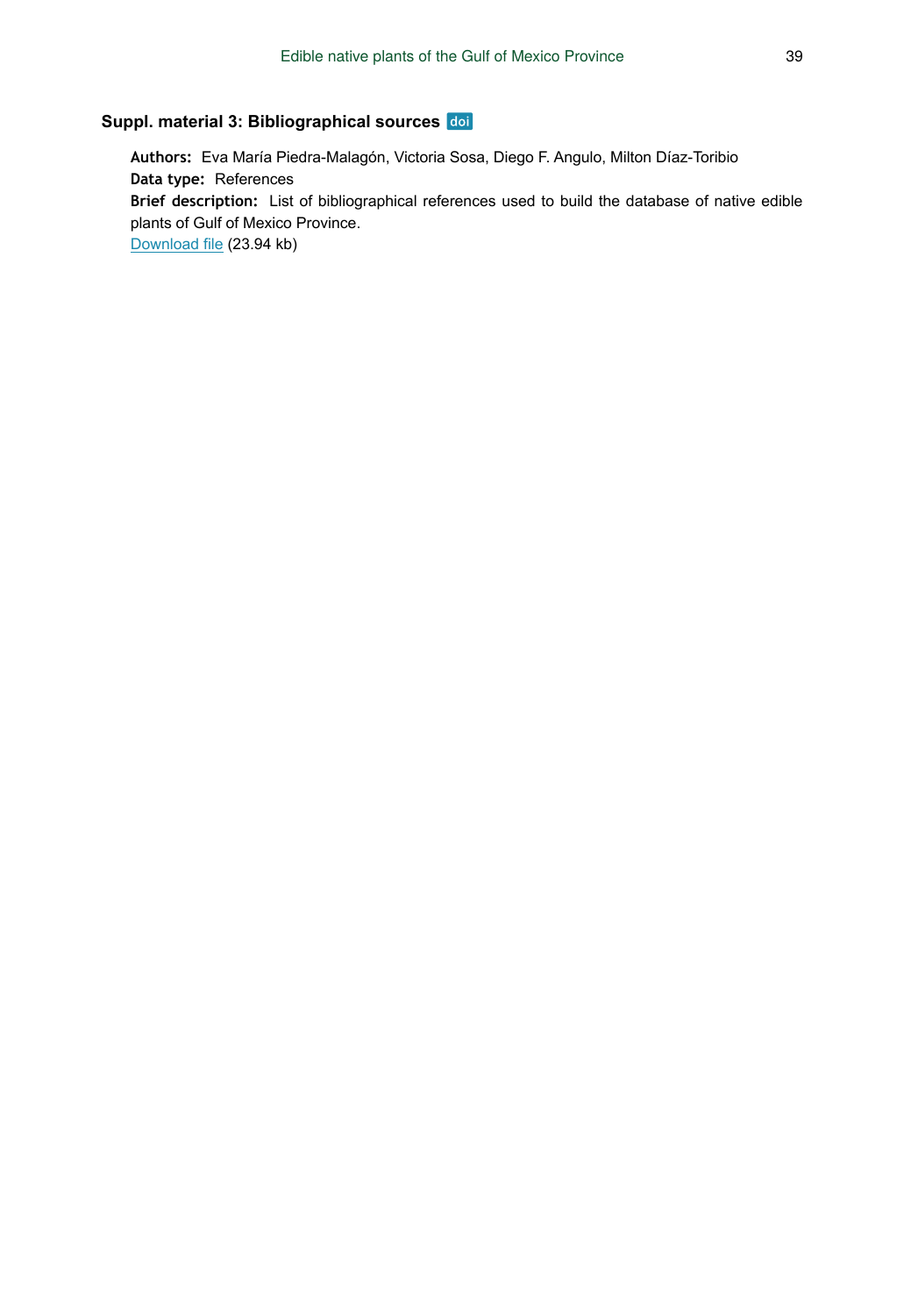### Suppl. material 3: Bibliographical sources doi

**Authors:** Eva María Piedra-Malagón, Victoria Sosa, Diego F. Angulo, Milton Díaz-Toribio
**Data type:** References
**Brief description:** List of bibliographical references used to build the database of native edible plants of Gulf of Mexico Province.
Download file (23.94 kb)